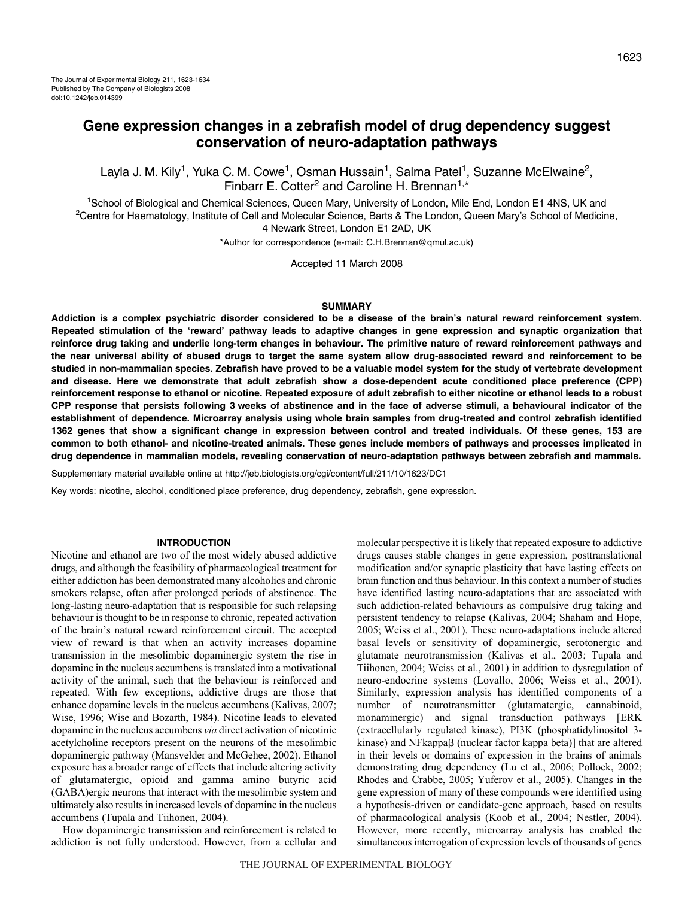The Journal of Experimental Biology 211, 1623-1634
Published by The Company of Biologists 2008
doi:10.1242/jeb.014399

# Gene expression changes in a zebrafish model of drug dependency suggest conservation of neuro-adaptation pathways

Layla J. M. Kily[1], Yuka C. M. Cowe[1], Osman Hussain[1], Salma Patel[1], Suzanne McElwaine[2], Finbarr E. Cotter[2] and Caroline H. Brennan[1,*]

[1]School of Biological and Chemical Sciences, Queen Mary, University of London, Mile End, London E1 4NS, UK and [2]Centre for Haematology, Institute of Cell and Molecular Science, Barts & The London, Queen Mary's School of Medicine, 4 Newark Street, London E1 2AD, UK

*Author for correspondence (e-mail: C.H.Brennan@qmul.ac.uk)

Accepted 11 March 2008

## SUMMARY

**Addiction is a complex psychiatric disorder considered to be a disease of the brain's natural reward reinforcement system. Repeated stimulation of the 'reward' pathway leads to adaptive changes in gene expression and synaptic organization that reinforce drug taking and underlie long-term changes in behaviour. The primitive nature of reward reinforcement pathways and the near universal ability of abused drugs to target the same system allow drug-associated reward and reinforcement to be studied in non-mammalian species. Zebrafish have proved to be a valuable model system for the study of vertebrate development and disease. Here we demonstrate that adult zebrafish show a dose-dependent acute conditioned place preference (CPP) reinforcement response to ethanol or nicotine. Repeated exposure of adult zebrafish to either nicotine or ethanol leads to a robust CPP response that persists following 3 weeks of abstinence and in the face of adverse stimuli, a behavioural indicator of the establishment of dependence. Microarray analysis using whole brain samples from drug-treated and control zebrafish identified 1362 genes that show a significant change in expression between control and treated individuals. Of these genes, 153 are common to both ethanol- and nicotine-treated animals. These genes include members of pathways and processes implicated in drug dependence in mammalian models, revealing conservation of neuro-adaptation pathways between zebrafish and mammals.**

Supplementary material available online at http://jeb.biologists.org/cgi/content/full/211/10/1623/DC1

Key words: nicotine, alcohol, conditioned place preference, drug dependency, zebrafish, gene expression.

## INTRODUCTION

Nicotine and ethanol are two of the most widely abused addictive drugs, and although the feasibility of pharmacological treatment for either addiction has been demonstrated many alcoholics and chronic smokers relapse, often after prolonged periods of abstinence. The long-lasting neuro-adaptation that is responsible for such relapsing behaviour is thought to be in response to chronic, repeated activation of the brain's natural reward reinforcement circuit. The accepted view of reward is that when an activity increases dopamine transmission in the mesolimbic dopaminergic system the rise in dopamine in the nucleus accumbens is translated into a motivational activity of the animal, such that the behaviour is reinforced and repeated. With few exceptions, addictive drugs are those that enhance dopamine levels in the nucleus accumbens (Kalivas, 2007; Wise, 1996; Wise and Bozarth, 1984). Nicotine leads to elevated dopamine in the nucleus accumbens *via* direct activation of nicotinic acetylcholine receptors present on the neurons of the mesolimbic dopaminergic pathway (Mansvelder and McGehee, 2002). Ethanol exposure has a broader range of effects that include altering activity of glutamatergic, opioid and gamma amino butyric acid (GABA)ergic neurons that interact with the mesolimbic system and ultimately also results in increased levels of dopamine in the nucleus accumbens (Tupala and Tiihonen, 2004).

How dopaminergic transmission and reinforcement is related to addiction is not fully understood. However, from a cellular and molecular perspective it is likely that repeated exposure to addictive drugs causes stable changes in gene expression, posttranslational modification and/or synaptic plasticity that have lasting effects on brain function and thus behaviour. In this context a number of studies have identified lasting neuro-adaptations that are associated with such addiction-related behaviours as compulsive drug taking and persistent tendency to relapse (Kalivas, 2004; Shaham and Hope, 2005; Weiss et al., 2001). These neuro-adaptations include altered basal levels or sensitivity of dopaminergic, serotonergic and glutamate neurotransmission (Kalivas et al., 2003; Tupala and Tiihonen, 2004; Weiss et al., 2001) in addition to dysregulation of neuro-endocrine systems (Lovallo, 2006; Weiss et al., 2001). Similarly, expression analysis has identified components of a number of neurotransmitter (glutamatergic, cannabinoid, monaminergic) and signal transduction pathways [ERK (extracellularly regulated kinase), PI3K (phosphatidylinositol 3-kinase) and NFkappaβ (nuclear factor kappa beta)] that are altered in their levels or domains of expression in the brains of animals demonstrating drug dependency (Lu et al., 2006; Pollock, 2002; Rhodes and Crabbe, 2005; Yuferov et al., 2005). Changes in the gene expression of many of these compounds were identified using a hypothesis-driven or candidate-gene approach, based on results of pharmacological analysis (Koob et al., 2004; Nestler, 2004). However, more recently, microarray analysis has enabled the simultaneous interrogation of expression levels of thousands of genes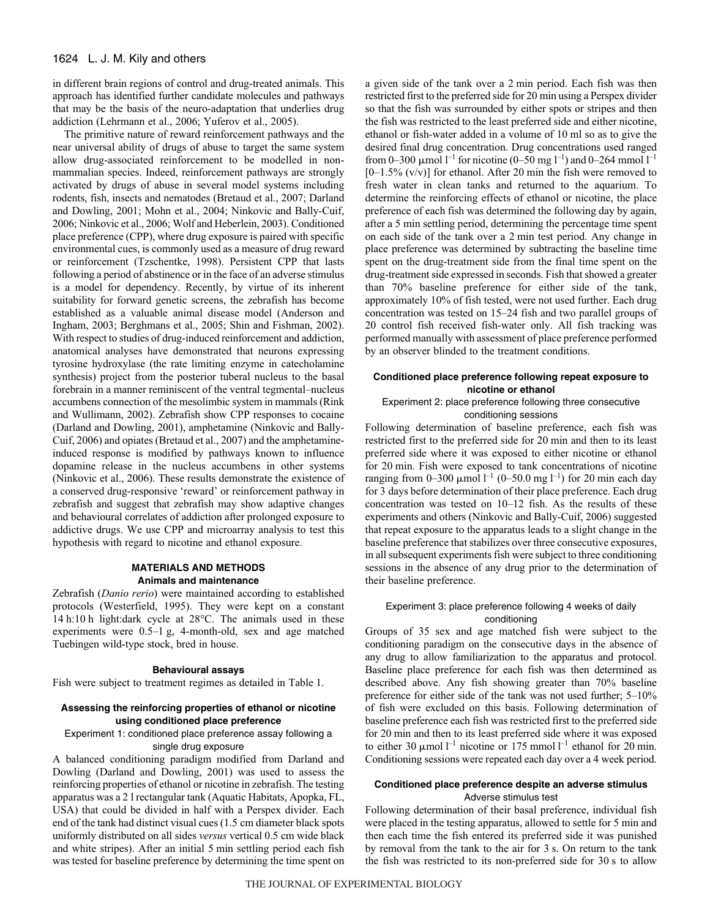in different brain regions of control and drug-treated animals. This approach has identified further candidate molecules and pathways that may be the basis of the neuro-adaptation that underlies drug addiction (Lehrmann et al., 2006; Yuferov et al., 2005).

The primitive nature of reward reinforcement pathways and the near universal ability of drugs of abuse to target the same system allow drug-associated reinforcement to be modelled in non-mammalian species. Indeed, reinforcement pathways are strongly activated by drugs of abuse in several model systems including rodents, fish, insects and nematodes (Bretaud et al., 2007; Darland and Dowling, 2001; Mohn et al., 2004; Ninkovic and Bally-Cuif, 2006; Ninkovic et al., 2006; Wolf and Heberlein, 2003). Conditioned place preference (CPP), where drug exposure is paired with specific environmental cues, is commonly used as a measure of drug reward or reinforcement (Tzschentke, 1998). Persistent CPP that lasts following a period of abstinence or in the face of an adverse stimulus is a model for dependency. Recently, by virtue of its inherent suitability for forward genetic screens, the zebrafish has become established as a valuable animal disease model (Anderson and Ingham, 2003; Berghmans et al., 2005; Shin and Fishman, 2002). With respect to studies of drug-induced reinforcement and addiction, anatomical analyses have demonstrated that neurons expressing tyrosine hydroxylase (the rate limiting enzyme in catecholamine synthesis) project from the posterior tuberal nucleus to the basal forebrain in a manner reminiscent of the ventral tegmental–nucleus accumbens connection of the mesolimbic system in mammals (Rink and Wullimann, 2002). Zebrafish show CPP responses to cocaine (Darland and Dowling, 2001), amphetamine (Ninkovic and Bally-Cuif, 2006) and opiates (Bretaud et al., 2007) and the amphetamine-induced response is modified by pathways known to influence dopamine release in the nucleus accumbens in other systems (Ninkovic et al., 2006). These results demonstrate the existence of a conserved drug-responsive 'reward' or reinforcement pathway in zebrafish and suggest that zebrafish may show adaptive changes and behavioural correlates of addiction after prolonged exposure to addictive drugs. We use CPP and microarray analysis to test this hypothesis with regard to nicotine and ethanol exposure.

## MATERIALS AND METHODS

### Animals and maintenance

Zebrafish (*Danio rerio*) were maintained according to established protocols (Westerfield, 1995). They were kept on a constant 14 h:10 h light:dark cycle at 28°C. The animals used in these experiments were 0.5–1 g, 4-month-old, sex and age matched Tuebingen wild-type stock, bred in house.

### Behavioural assays

Fish were subject to treatment regimes as detailed in Table 1.

### Assessing the reinforcing properties of ethanol or nicotine using conditioned place preference

#### Experiment 1: conditioned place preference assay following a single drug exposure

A balanced conditioning paradigm modified from Darland and Dowling (Darland and Dowling, 2001) was used to assess the reinforcing properties of ethanol or nicotine in zebrafish. The testing apparatus was a 2 l rectangular tank (Aquatic Habitats, Apopka, FL, USA) that could be divided in half with a Perspex divider. Each end of the tank had distinct visual cues (1.5 cm diameter black spots uniformly distributed on all sides *versus* vertical 0.5 cm wide black and white stripes). After an initial 5 min settling period each fish was tested for baseline preference by determining the time spent on a given side of the tank over a 2 min period. Each fish was then restricted first to the preferred side for 20 min using a Perspex divider so that the fish was surrounded by either spots or stripes and then the fish was restricted to the least preferred side and either nicotine, ethanol or fish-water added in a volume of 10 ml so as to give the desired final drug concentration. Drug concentrations used ranged from 0–300 $\mu$mol $l^{-1}$ for nicotine (0–50 mg $l^{-1}$) and 0–264 mmol $l^{-1}$ [0–1.5% (v/v)] for ethanol. After 20 min the fish were removed to fresh water in clean tanks and returned to the aquarium. To determine the reinforcing effects of ethanol or nicotine, the place preference of each fish was determined the following day by again, after a 5 min settling period, determining the percentage time spent on each side of the tank over a 2 min test period. Any change in place preference was determined by subtracting the baseline time spent on the drug-treatment side from the final time spent on the drug-treatment side expressed in seconds. Fish that showed a greater than 70% baseline preference for either side of the tank, approximately 10% of fish tested, were not used further. Each drug concentration was tested on 15–24 fish and two parallel groups of 20 control fish received fish-water only. All fish tracking was performed manually with assessment of place preference performed by an observer blinded to the treatment conditions.

### Conditioned place preference following repeat exposure to nicotine or ethanol

#### Experiment 2: place preference following three consecutive conditioning sessions

Following determination of baseline preference, each fish was restricted first to the preferred side for 20 min and then to its least preferred side where it was exposed to either nicotine or ethanol for 20 min. Fish were exposed to tank concentrations of nicotine ranging from 0–300 $\mu$mol $l^{-1}$ (0–50.0 mg $l^{-1}$) for 20 min each day for 3 days before determination of their place preference. Each drug concentration was tested on 10–12 fish. As the results of these experiments and others (Ninkovic and Bally-Cuif, 2006) suggested that repeat exposure to the apparatus leads to a slight change in the baseline preference that stabilizes over three consecutive exposures, in all subsequent experiments fish were subject to three conditioning sessions in the absence of any drug prior to the determination of their baseline preference.

#### Experiment 3: place preference following 4 weeks of daily conditioning

Groups of 35 sex and age matched fish were subject to the conditioning paradigm on the consecutive days in the absence of any drug to allow familiarization to the apparatus and protocol. Baseline place preference for each fish was then determined as described above. Any fish showing greater than 70% baseline preference for either side of the tank was not used further; 5–10% of fish were excluded on this basis. Following determination of baseline preference each fish was restricted first to the preferred side for 20 min and then to its least preferred side where it was exposed to either 30 $\mu$mol $l^{-1}$ nicotine or 175 mmol $l^{-1}$ ethanol for 20 min. Conditioning sessions were repeated each day over a 4 week period.

### Conditioned place preference despite an adverse stimulus

#### Adverse stimulus test

Following determination of their basal preference, individual fish were placed in the testing apparatus, allowed to settle for 5 min and then each time the fish entered its preferred side it was punished by removal from the tank to the air for 3 s. On return to the tank the fish was restricted to its non-preferred side for 30 s to allow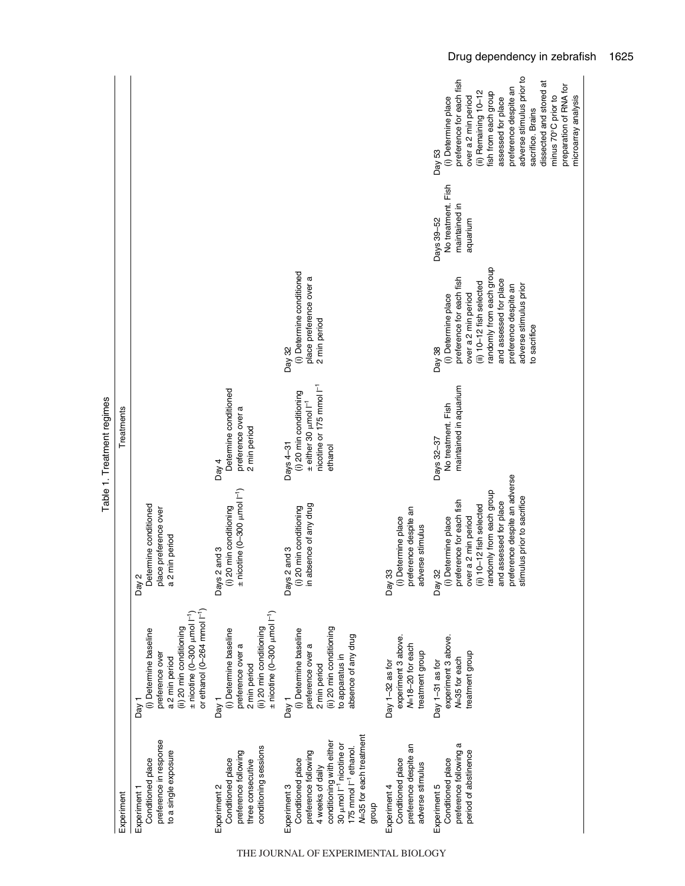Table 1. Treatment regimes

| Experiment | Treatments | | | | | |
|---|---|---|---|---|---|---|
| Experiment 1<br>Conditioned place preference in response to a single exposure | Day 1<br>(i) Determine baseline preference over a 2 min period<br>(ii) 20 min conditioning ± nicotine (0–300 μmol l$^{-1}$) or ethanol (0–264 mmol l$^{-1}$) | Day 2<br>Determine conditioned place preference over a 2 min period | | | | |
| Experiment 2<br>Conditioned place preference following three consecutive conditioning sessions | Day 1<br>(i) Determine baseline preference over a 2 min period<br>(ii) 20 min conditioning ± nicotine (0–300 μmol l$^{-1}$) | Days 2 and 3<br>(i) 20 min conditioning ± nicotine (0–300 μmol l$^{-1}$) | Day 4<br>Determine conditioned preference over a 2 min period | | | |
| Experiment 3<br>Conditioned place preference following 4 weeks of daily conditioning with either 30 μmol l$^{-1}$ nicotine or 175 mmol l$^{-1}$ ethanol. *N*=35 for each treatment group | Day 1<br>(i) Determine baseline preference over a 2 min period<br>(ii) 20 min conditioning to apparatus in absence of any drug | Days 2 and 3<br>(i) 20 min conditioning in absence of any drug | Days 4–31<br>(i) 20 min conditioning ± either 30 μmol l$^{-1}$ nicotine or 175 mmol l$^{-1}$ ethanol | Day 32<br>(i) Determine conditioned place preference over a 2 min period | | |
| Experiment 4<br>Conditioned place preference despite an adverse stimulus | Day 1–32 as for experiment 3 above. *N*=18–20 for each treatment group | Day 33<br>(i) Determine place preference despite an adverse stimulus | | | | |
| Experiment 5<br>Conditioned place preference following a period of abstinence | Day 1–31 as for experiment 3 above. *N*=35 for each treatment group | Day 32<br>(i) Determine place preference for each fish over a 2 min period<br>(ii) 10–12 fish selected randomly from each group and assessed for place preference despite an adverse stimulus prior to sacrifice | Days 32–37<br>No treatment. Fish maintained in aquarium | Day 38<br>(i) Determine place preference for each fish over a 2 min period<br>(ii) 10–12 fish selected randomly from each group and assessed for place preference despite an adverse stimulus prior to sacrifice | Days 39–52<br>No treatment. Fish maintained in aquarium | Day 53<br>(i) Determine place preference for each fish over a 2 min period<br>(ii) Remaining 10–12 fish from each group assessed for place preference despite an adverse stimulus prior to sacrifice. Brains dissected and stored at minus 70°C prior to preparation of RNA for microarray analysis |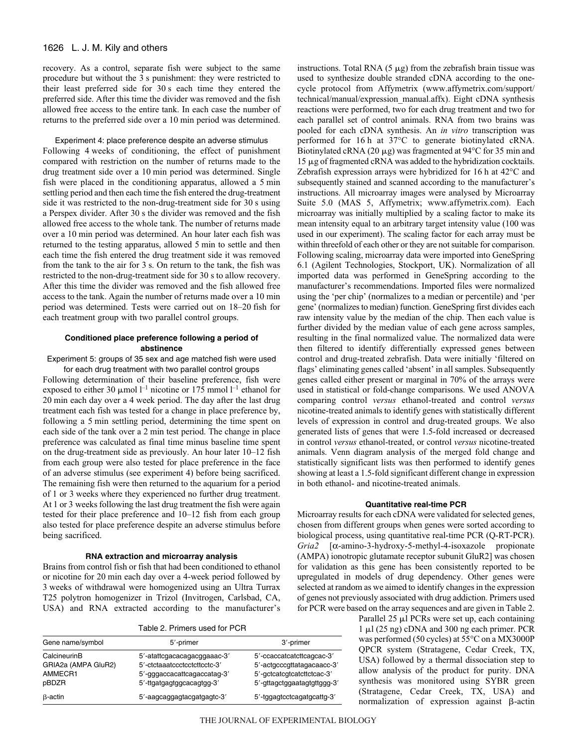recovery. As a control, separate fish were subject to the same procedure but without the 3 s punishment: they were restricted to their least preferred side for 30 s each time they entered the preferred side. After this time the divider was removed and the fish allowed free access to the entire tank. In each case the number of returns to the preferred side over a 10 min period was determined.

### Experiment 4: place preference despite an adverse stimulus

Following 4 weeks of conditioning, the effect of punishment compared with restriction on the number of returns made to the drug treatment side over a 10 min period was determined. Single fish were placed in the conditioning apparatus, allowed a 5 min settling period and then each time the fish entered the drug-treatment side it was restricted to the non-drug-treatment side for 30 s using a Perspex divider. After 30 s the divider was removed and the fish allowed free access to the whole tank. The number of returns made over a 10 min period was determined. An hour later each fish was returned to the testing apparatus, allowed 5 min to settle and then each time the fish entered the drug treatment side it was removed from the tank to the air for 3 s. On return to the tank, the fish was restricted to the non-drug-treatment side for 30 s to allow recovery. After this time the divider was removed and the fish allowed free access to the tank. Again the number of returns made over a 10 min period was determined. Tests were carried out on 18–20 fish for each treatment group with two parallel control groups.

## Conditioned place preference following a period of abstinence

### Experiment 5: groups of 35 sex and age matched fish were used for each drug treatment with two parallel control groups

Following determination of their baseline preference, fish were exposed to either 30 $\mu$mol $l^{-1}$ nicotine or 175 mmol $l^{-1}$ ethanol for 20 min each day over a 4 week period. The day after the last drug treatment each fish was tested for a change in place preference by, following a 5 min settling period, determining the time spent on each side of the tank over a 2 min test period. The change in place preference was calculated as final time minus baseline time spent on the drug-treatment side as previously. An hour later 10–12 fish from each group were also tested for place preference in the face of an adverse stimulus (see experiment 4) before being sacrificed. The remaining fish were then returned to the aquarium for a period of 1 or 3 weeks where they experienced no further drug treatment. At 1 or 3 weeks following the last drug treatment the fish were again tested for their place preference and 10–12 fish from each group also tested for place preference despite an adverse stimulus before being sacrificed.

## RNA extraction and microarray analysis

Brains from control fish or fish that had been conditioned to ethanol or nicotine for 20 min each day over a 4-week period followed by 3 weeks of withdrawal were homogenized using an Ultra Turrax T25 polytron homogenizer in Trizol (Invitrogen, Carlsbad, CA, USA) and RNA extracted according to the manufacturer's instructions. Total RNA (5 $\mu$g) from the zebrafish brain tissue was used to synthesize double stranded cDNA according to the one-cycle protocol from Affymetrix (www.affymetrix.com/support/technical/manual/expression_manual.affx). Eight cDNA synthesis reactions were performed, two for each drug treatment and two for each parallel set of control animals. RNA from two brains was pooled for each cDNA synthesis. An *in vitro* transcription was performed for 16 h at 37°C to generate biotinylated cRNA. Biotinylated cRNA (20 $\mu$g) was fragmented at 94°C for 35 min and 15 $\mu$g of fragmented cRNA was added to the hybridization cocktails. Zebrafish expression arrays were hybridized for 16 h at 42°C and subsequently stained and scanned according to the manufacturer's instructions. All microarray images were analysed by Microarray Suite 5.0 (MAS 5, Affymetrix; www.affymetrix.com). Each microarray was initially multiplied by a scaling factor to make its mean intensity equal to an arbitrary target intensity value (100 was used in our experiment). The scaling factor for each array must be within threefold of each other or they are not suitable for comparison. Following scaling, microarray data were imported into GeneSpring 6.1 (Agilent Technologies, Stockport, UK). Normalization of all imported data was performed in GeneSpring according to the manufacturer's recommendations. Imported files were normalized using the 'per chip' (normalizes to a median or percentile) and 'per gene' (normalizes to median) function. GeneSpring first divides each raw intensity value by the median of the chip. Then each value is further divided by the median value of each gene across samples, resulting in the final normalized value. The normalized data were then filtered to identify differentially expressed genes between control and drug-treated zebrafish. Data were initially 'filtered on flags' eliminating genes called 'absent' in all samples. Subsequently genes called either present or marginal in 70% of the arrays were used in statistical or fold-change comparisons. We used ANOVA comparing control *versus* ethanol-treated and control *versus* nicotine-treated animals to identify genes with statistically different levels of expression in control and drug-treated groups. We also generated lists of genes that were 1.5-fold increased or decreased in control *versus* ethanol-treated, or control *versus* nicotine-treated animals. Venn diagram analysis of the merged fold change and statistically significant lists was then performed to identify genes showing at least a 1.5-fold significant different change in expression in both ethanol- and nicotine-treated animals.

## Quantitative real-time PCR

Microarray results for each cDNA were validated for selected genes, chosen from different groups when genes were sorted according to biological process, using quantitative real-time PCR (Q-RT-PCR). *Gria2* [$\alpha$-amino-3-hydroxy-5-methyl-4-isoxazole propionate (AMPA) ionotropic glutamate receptor subunit GluR2] was chosen for validation as this gene has been consistently reported to be upregulated in models of drug dependency. Other genes were selected at random as we aimed to identify changes in the expression of genes not previously associated with drug addiction. Primers used for PCR were based on the array sequences and are given in Table 2.

Table 2. Primers used for PCR

| Gene name/symbol | 5′-primer | 3′-primer |
|---|---|---|
| CalcineurinB | 5′-atattcgacacagacggaaac-3′ | 5′-ccaccatcatcttcagcac-3′ |
| GRIA2a (AMPA GluR2) | 5′-ctctaaatccctcctcttcctc-3′ | 5′-actgcccgttatagacaacc-3′ |
| AMMECR1 | 5′-gggaccacattcagaccatag-3′ | 5′-gctcatcgtcatcttctcac-3′ |
| pBDZR | 5′-ttgatgagtggcacagtgg-3′ | 5′-gttagctggaatagtgttggg-3′ |
| β-actin | 5′-aagcaggagtacgatgagtc-3′ | 5′-tggagtcctcagatgcattg-3′ |

Parallel 25 $\mu$l PCRs were set up, each containing 1 $\mu$l (25 ng) cDNA and 300 ng each primer. PCR was performed (50 cycles) at 55°C on a MX3000P QPCR system (Stratagene, Cedar Creek, TX, USA) followed by a thermal dissociation step to allow analysis of the product for purity. DNA synthesis was monitored using SYBR green (Stratagene, Cedar Creek, TX, USA) and normalization of expression against $\beta$-actin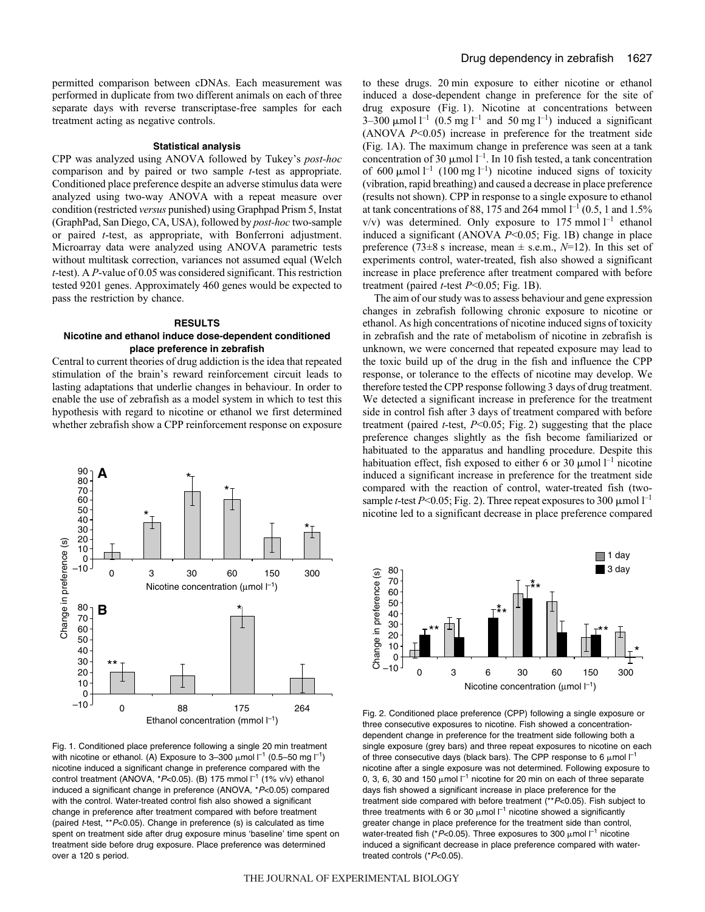permitted comparison between cDNAs. Each measurement was performed in duplicate from two different animals on each of three separate days with reverse transcriptase-free samples for each treatment acting as negative controls.

### Statistical analysis

CPP was analyzed using ANOVA followed by Tukey's *post-hoc* comparison and by paired or two sample *t*-test as appropriate. Conditioned place preference despite an adverse stimulus data were analyzed using two-way ANOVA with a repeat measure over condition (restricted *versus* punished) using Graphpad Prism 5, Instat (GraphPad, San Diego, CA, USA), followed by *post-hoc* two-sample or paired *t*-test, as appropriate, with Bonferroni adjustment. Microarray data were analyzed using ANOVA parametric tests without multitask correction, variances not assumed equal (Welch *t*-test). A *P*-value of 0.05 was considered significant. This restriction tested 9201 genes. Approximately 460 genes would be expected to pass the restriction by chance.

## RESULTS

### Nicotine and ethanol induce dose-dependent conditioned place preference in zebrafish

Central to current theories of drug addiction is the idea that repeated stimulation of the brain's reward reinforcement circuit leads to lasting adaptations that underlie changes in behaviour. In order to enable the use of zebrafish as a model system in which to test this hypothesis with regard to nicotine or ethanol we first determined whether zebrafish show a CPP reinforcement response on exposure to these drugs. 20 min exposure to either nicotine or ethanol induced a dose-dependent change in preference for the site of drug exposure (Fig. 1). Nicotine at concentrations between 3–300 $\mu$mol l$^{-1}$ (0.5 mg l$^{-1}$ and 50 mg l$^{-1}$) induced a significant (ANOVA $P<0.05$) increase in preference for the treatment side (Fig. 1A). The maximum change in preference was seen at a tank concentration of 30 $\mu$mol l$^{-1}$. In 10 fish tested, a tank concentration of 600 $\mu$mol l$^{-1}$ (100 mg l$^{-1}$) nicotine induced signs of toxicity (vibration, rapid breathing) and caused a decrease in place preference (results not shown). CPP in response to a single exposure to ethanol at tank concentrations of 88, 175 and 264 mmol l$^{-1}$ (0.5, 1 and 1.5% v/v) was determined. Only exposure to 175 mmol l$^{-1}$ ethanol induced a significant (ANOVA $P<0.05$; Fig. 1B) change in place preference (73±8 s increase, mean ± s.e.m., $N$=12). In this set of experiments control, water-treated, fish also showed a significant increase in place preference after treatment compared with before treatment (paired *t*-test $P<0.05$; Fig. 1B).

The aim of our study was to assess behaviour and gene expression changes in zebrafish following chronic exposure to nicotine or ethanol. As high concentrations of nicotine induced signs of toxicity in zebrafish and the rate of metabolism of nicotine in zebrafish is unknown, we were concerned that repeated exposure may lead to the toxic build up of the drug in the fish and influence the CPP response, or tolerance to the effects of nicotine may develop. We therefore tested the CPP response following 3 days of drug treatment. We detected a significant increase in preference for the treatment side in control fish after 3 days of treatment compared with before treatment (paired *t*-test, $P<0.05$; Fig. 2) suggesting that the place preference changes slightly as the fish become familiarized or habituated to the apparatus and handling procedure. Despite this habituation effect, fish exposed to either 6 or 30 $\mu$mol l$^{-1}$ nicotine induced a significant increase in preference for the treatment side compared with the reaction of control, water-treated fish (two-sample *t*-test $P<0.05$; Fig. 2). Three repeat exposures to 300 $\mu$mol l$^{-1}$ nicotine led to a significant decrease in place preference compared

Fig. 1. Conditioned place preference following a single 20 min treatment with nicotine or ethanol. (A) Exposure to 3–300 $\mu$mol l$^{-1}$ (0.5–50 mg l$^{-1}$) nicotine induced a significant change in preference compared with the control treatment (ANOVA, \*$P<0.05$). (B) 175 mmol l$^{-1}$ (1% v/v) ethanol induced a significant change in preference (ANOVA, \*$P<0.05$) compared with the control. Water-treated control fish also showed a significant change in preference after treatment compared with before treatment (paired *t*-test, \*\*$P<0.05$). Change in preference (s) is calculated as time spent on treatment side after drug exposure minus 'baseline' time spent on treatment side before drug exposure. Place preference was determined over a 120 s period.

Fig. 2. Conditioned place preference (CPP) following a single exposure or three consecutive exposures to nicotine. Fish showed a concentration-dependent change in preference for the treatment side following both a single exposure (grey bars) and three repeat exposures to nicotine on each of three consecutive days (black bars). The CPP response to 6 $\mu$mol l$^{-1}$ nicotine after a single exposure was not determined. Following exposure to 0, 3, 6, 30 and 150 $\mu$mol l$^{-1}$ nicotine for 20 min on each of three separate days fish showed a significant increase in place preference for the treatment side compared with before treatment (\*\*$P<0.05$). Fish subject to three treatments with 6 or 30 $\mu$mol l$^{-1}$ nicotine showed a significantly greater change in place preference for the treatment side than control, water-treated fish (\*$P<0.05$). Three exposures to 300 $\mu$mol l$^{-1}$ nicotine induced a significant decrease in place preference compared with water-treated controls (\*$P<0.05$).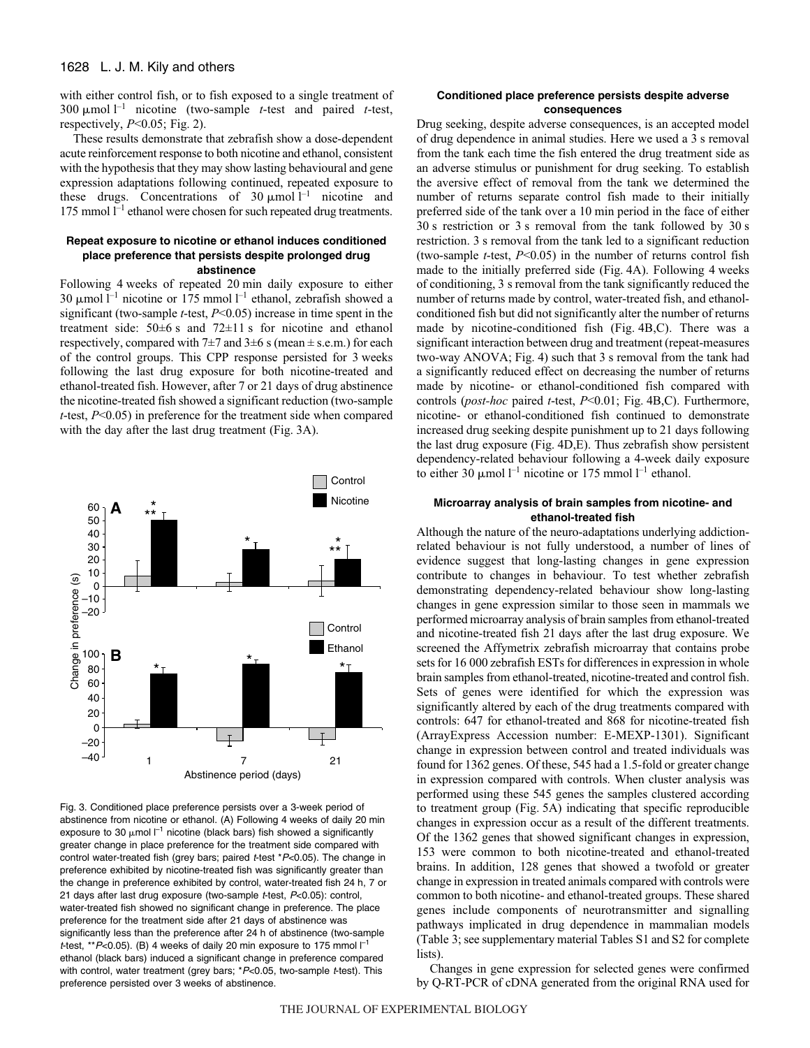with either control fish, or to fish exposed to a single treatment of 300 μmol $l^{-1}$ nicotine (two-sample *t*-test and paired *t*-test, respectively, $P<0.05$; Fig. 2).

These results demonstrate that zebrafish show a dose-dependent acute reinforcement response to both nicotine and ethanol, consistent with the hypothesis that they may show lasting behavioural and gene expression adaptations following continued, repeated exposure to these drugs. Concentrations of 30 μmol $l^{-1}$ nicotine and 175 mmol $l^{-1}$ ethanol were chosen for such repeated drug treatments.

### Repeat exposure to nicotine or ethanol induces conditioned place preference that persists despite prolonged drug abstinence

Following 4 weeks of repeated 20 min daily exposure to either 30 μmol $l^{-1}$ nicotine or 175 mmol $l^{-1}$ ethanol, zebrafish showed a significant (two-sample *t*-test, $P<0.05$) increase in time spent in the treatment side: 50±6 s and 72±11 s for nicotine and ethanol respectively, compared with 7±7 and 3±6 s (mean ± s.e.m.) for each of the control groups. This CPP response persisted for 3 weeks following the last drug exposure for both nicotine-treated and ethanol-treated fish. However, after 7 or 21 days of drug abstinence the nicotine-treated fish showed a significant reduction (two-sample *t*-test, $P<0.05$) in preference for the treatment side when compared with the day after the last drug treatment (Fig. 3A).

A
Control
Nicotine
60
50
40
30
20
10
0
–10
–20
*
**
*
*
**
Change in preference (s)
B
Control
Ethanol
100
80
60
40
20
0
–20
–40
*
*
*
1
7
21
Abstinence period (days)

Fig. 3. Conditioned place preference persists over a 3-week period of abstinence from nicotine or ethanol. (A) Following 4 weeks of daily 20 min exposure to 30 μmol $l^{-1}$ nicotine (black bars) fish showed a significantly greater change in place preference for the treatment side compared with control water-treated fish (grey bars; paired *t*-test *$P<0.05$). The change in preference exhibited by nicotine-treated fish was significantly greater than the change in preference exhibited by control, water-treated fish 24 h, 7 or 21 days after last drug exposure (two-sample *t*-test, $P<0.05$): control, water-treated fish showed no significant change in preference. The place preference for the treatment side after 21 days of abstinence was significantly less than the preference after 24 h of abstinence (two-sample *t*-test, **$P<0.05$). (B) 4 weeks of daily 20 min exposure to 175 mmol $l^{-1}$ ethanol (black bars) induced a significant change in preference compared with control, water treatment (grey bars; *$P<0.05$, two-sample *t*-test). This preference persisted over 3 weeks of abstinence.

### Conditioned place preference persists despite adverse consequences

Drug seeking, despite adverse consequences, is an accepted model of drug dependence in animal studies. Here we used a 3 s removal from the tank each time the fish entered the drug treatment side as an adverse stimulus or punishment for drug seeking. To establish the aversive effect of removal from the tank we determined the number of returns separate control fish made to their initially preferred side of the tank over a 10 min period in the face of either 30 s restriction or 3 s removal from the tank followed by 30 s restriction. 3 s removal from the tank led to a significant reduction (two-sample *t*-test, $P<0.05$) in the number of returns control fish made to the initially preferred side (Fig. 4A). Following 4 weeks of conditioning, 3 s removal from the tank significantly reduced the number of returns made by control, water-treated fish, and ethanol-conditioned fish but did not significantly alter the number of returns made by nicotine-conditioned fish (Fig. 4B,C). There was a significant interaction between drug and treatment (repeat-measures two-way ANOVA; Fig. 4) such that 3 s removal from the tank had a significantly reduced effect on decreasing the number of returns made by nicotine- or ethanol-conditioned fish compared with controls (*post-hoc* paired *t*-test, $P<0.01$; Fig. 4B,C). Furthermore, nicotine- or ethanol-conditioned fish continued to demonstrate increased drug seeking despite punishment up to 21 days following the last drug exposure (Fig. 4D,E). Thus zebrafish show persistent dependency-related behaviour following a 4-week daily exposure to either 30 μmol $l^{-1}$ nicotine or 175 mmol $l^{-1}$ ethanol.

### Microarray analysis of brain samples from nicotine- and ethanol-treated fish

Although the nature of the neuro-adaptations underlying addiction-related behaviour is not fully understood, a number of lines of evidence suggest that long-lasting changes in gene expression contribute to changes in behaviour. To test whether zebrafish demonstrating dependency-related behaviour show long-lasting changes in gene expression similar to those seen in mammals we performed microarray analysis of brain samples from ethanol-treated and nicotine-treated fish 21 days after the last drug exposure. We screened the Affymetrix zebrafish microarray that contains probe sets for 16 000 zebrafish ESTs for differences in expression in whole brain samples from ethanol-treated, nicotine-treated and control fish. Sets of genes were identified for which the expression was significantly altered by each of the drug treatments compared with controls: 647 for ethanol-treated and 868 for nicotine-treated fish (ArrayExpress Accession number: E-MEXP-1301). Significant change in expression between control and treated individuals was found for 1362 genes. Of these, 545 had a 1.5-fold or greater change in expression compared with controls. When cluster analysis was performed using these 545 genes the samples clustered according to treatment group (Fig. 5A) indicating that specific reproducible changes in expression occur as a result of the different treatments. Of the 1362 genes that showed significant changes in expression, 153 were common to both nicotine-treated and ethanol-treated brains. In addition, 128 genes that showed a twofold or greater change in expression in treated animals compared with controls were common to both nicotine- and ethanol-treated groups. These shared genes include components of neurotransmitter and signalling pathways implicated in drug dependence in mammalian models (Table 3; see supplementary material Tables S1 and S2 for complete lists).

Changes in gene expression for selected genes were confirmed by Q-RT-PCR of cDNA generated from the original RNA used for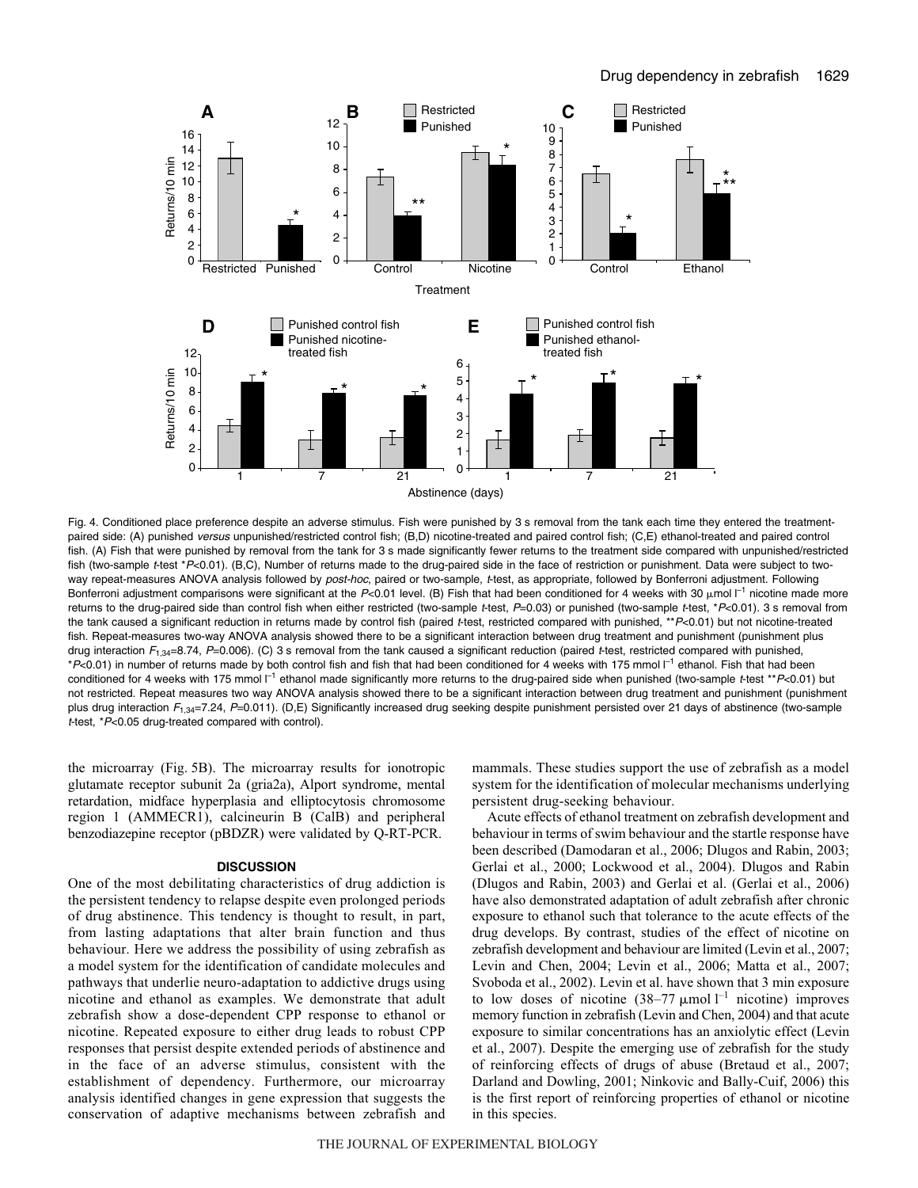A

16
14
12
10
8
6
4
2
0

Returns/10 min

Restricted Punished

B

Restricted
Punished

12
10
8
6
4
2
0

Control Nicotine

C

Restricted
Punished

10
9
8
7
6
5
4
3
2
1
0

Control Ethanol

Treatment

D

Punished control fish
Punished nicotine-treated fish

12
10
8
6
4
2
0

Returns/10 min

1 7 21

E

Punished control fish
Punished ethanol-treated fish

6
5
4
3
2
1
0

1 7 21

Abstinence (days)

Fig. 4. Conditioned place preference despite an adverse stimulus. Fish were punished by 3 s removal from the tank each time they entered the treatment-paired side: (A) punished *versus* unpunished/restricted control fish; (B,D) nicotine-treated and paired control fish; (C,E) ethanol-treated and paired control fish. (A) Fish that were punished by removal from the tank for 3 s made significantly fewer returns to the treatment side compared with unpunished/restricted fish (two-sample *t*-test *$P$<0.01). (B,C), Number of returns made to the drug-paired side in the face of restriction or punishment. Data were subject to two-way repeat-measures ANOVA analysis followed by *post-hoc*, paired or two-sample, *t*-test, as appropriate, followed by Bonferroni adjustment. Following Bonferroni adjustment comparisons were significant at the $P$<0.01 level. (B) Fish that had been conditioned for 4 weeks with 30 $\mu$mol $l^{-1}$ nicotine made more returns to the drug-paired side than control fish when either restricted (two-sample *t*-test, $P$=0.03) or punished (two-sample *t*-test, *$P$<0.01). 3 s removal from the tank caused a significant reduction in returns made by control fish (paired *t*-test, restricted compared with punished, **$P$<0.01) but not nicotine-treated fish. Repeat-measures two-way ANOVA analysis showed there to be a significant interaction between drug treatment and punishment (punishment plus drug interaction $F_{1,34}$=8.74, $P$=0.006). (C) 3 s removal from the tank caused a significant reduction (paired *t*-test, restricted compared with punished, *$P$<0.01) in number of returns made by both control fish and fish that had been conditioned for 4 weeks with 175 mmol $l^{-1}$ ethanol. Fish that had been conditioned for 4 weeks with 175 mmol $l^{-1}$ ethanol made significantly more returns to the drug-paired side when punished (two-sample *t*-test **$P$<0.01) but not restricted. Repeat measures two way ANOVA analysis showed there to be a significant interaction between drug treatment and punishment (punishment plus drug interaction $F_{1,34}$=7.24, $P$=0.011). (D,E) Significantly increased drug seeking despite punishment persisted over 21 days of abstinence (two-sample *t*-test, *$P$<0.05 drug-treated compared with control).

the microarray (Fig. 5B). The microarray results for ionotropic glutamate receptor subunit 2a (gria2a), Alport syndrome, mental retardation, midface hyperplasia and elliptocytosis chromosome region 1 (AMMECR1), calcineurin B (CalB) and peripheral benzodiazepine receptor (pBDZR) were validated by Q-RT-PCR.

## DISCUSSION

One of the most debilitating characteristics of drug addiction is the persistent tendency to relapse despite even prolonged periods of drug abstinence. This tendency is thought to result, in part, from lasting adaptations that alter brain function and thus behaviour. Here we address the possibility of using zebrafish as a model system for the identification of candidate molecules and pathways that underlie neuro-adaptation to addictive drugs using nicotine and ethanol as examples. We demonstrate that adult zebrafish show a dose-dependent CPP response to ethanol or nicotine. Repeated exposure to either drug leads to robust CPP responses that persist despite extended periods of abstinence and in the face of an adverse stimulus, consistent with the establishment of dependency. Furthermore, our microarray analysis identified changes in gene expression that suggests the conservation of adaptive mechanisms between zebrafish and mammals. These studies support the use of zebrafish as a model system for the identification of molecular mechanisms underlying persistent drug-seeking behaviour.

Acute effects of ethanol treatment on zebrafish development and behaviour in terms of swim behaviour and the startle response have been described (Damodaran et al., 2006; Dlugos and Rabin, 2003; Gerlai et al., 2000; Lockwood et al., 2004). Dlugos and Rabin (Dlugos and Rabin, 2003) and Gerlai et al. (Gerlai et al., 2006) have also demonstrated adaptation of adult zebrafish after chronic exposure to ethanol such that tolerance to the acute effects of the drug develops. By contrast, studies of the effect of nicotine on zebrafish development and behaviour are limited (Levin et al., 2007; Levin and Chen, 2004; Levin et al., 2006; Matta et al., 2007; Svoboda et al., 2002). Levin et al. have shown that 3 min exposure to low doses of nicotine (38–77 $\mu$mol $l^{-1}$ nicotine) improves memory function in zebrafish (Levin and Chen, 2004) and that acute exposure to similar concentrations has an anxiolytic effect (Levin et al., 2007). Despite the emerging use of zebrafish for the study of reinforcing effects of drugs of abuse (Bretaud et al., 2007; Darland and Dowling, 2001; Ninkovic and Bally-Cuif, 2006) this is the first report of reinforcing properties of ethanol or nicotine in this species.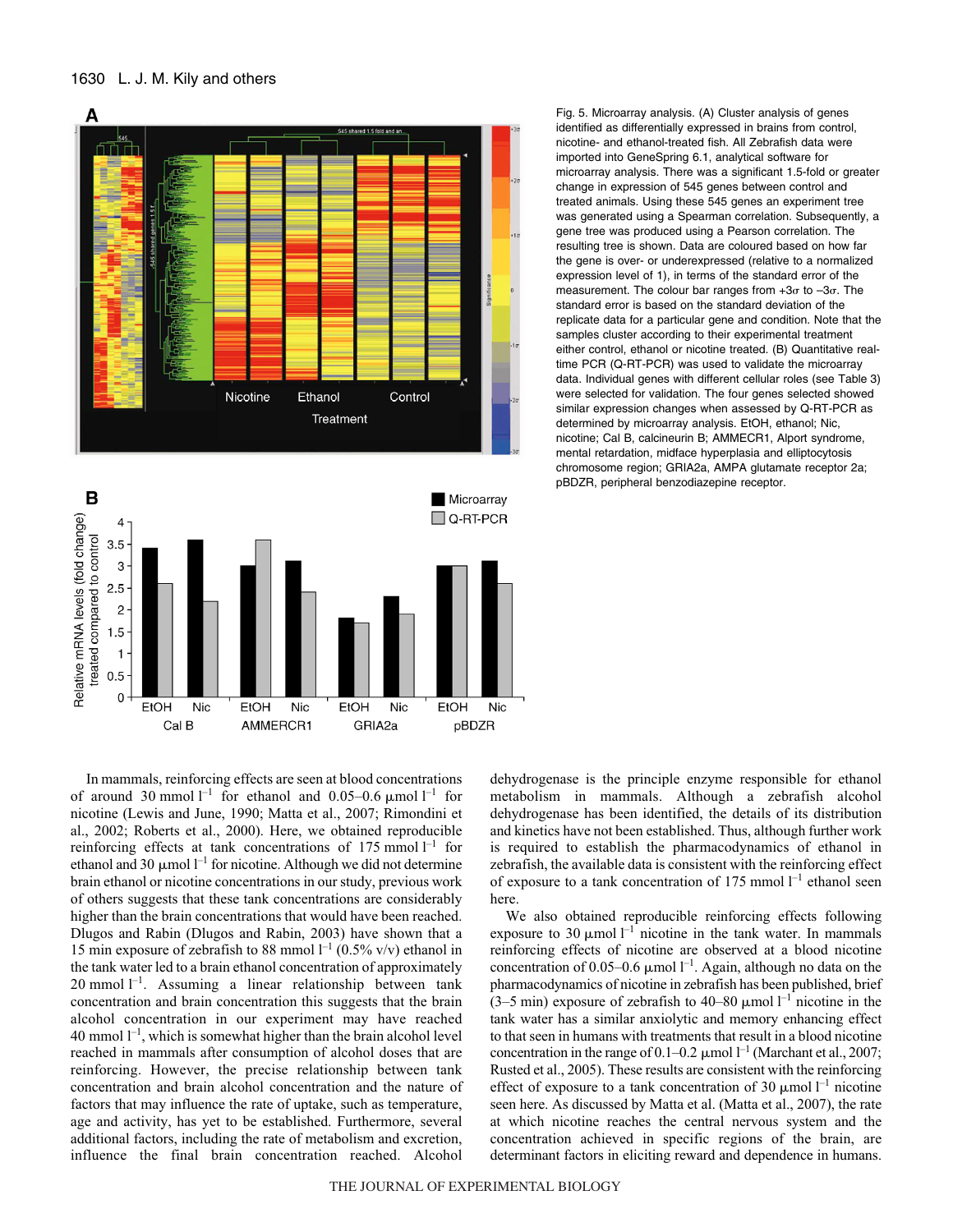A

545 shared 1.5 fold and an

545 shared genes 1.5 f

Significance

Nicotine Ethanol Control

Treatment

B

Microarray

Q-RT-PCR

Relative mRNA levels (fold change) treated compared to control

4
3.5
3
2.5
2
1.5
1
0.5
0

EtOH Nic EtOH Nic EtOH Nic EtOH Nic

Cal B AMMERCR1 GRIA2a pBDZR

Fig. 5. Microarray analysis. (A) Cluster analysis of genes identified as differentially expressed in brains from control, nicotine- and ethanol-treated fish. All Zebrafish data were imported into GeneSpring 6.1, analytical software for microarray analysis. There was a significant 1.5-fold or greater change in expression of 545 genes between control and treated animals. Using these 545 genes an experiment tree was generated using a Spearman correlation. Subsequently, a gene tree was produced using a Pearson correlation. The resulting tree is shown. Data are coloured based on how far the gene is over- or underexpressed (relative to a normalized expression level of 1), in terms of the standard error of the measurement. The colour bar ranges from $+3\sigma$ to $-3\sigma$. The standard error is based on the standard deviation of the replicate data for a particular gene and condition. Note that the samples cluster according to their experimental treatment either control, ethanol or nicotine treated. (B) Quantitative real-time PCR (Q-RT-PCR) was used to validate the microarray data. Individual genes with different cellular roles (see Table 3) were selected for validation. The four genes selected showed similar expression changes when assessed by Q-RT-PCR as determined by microarray analysis. EtOH, ethanol; Nic, nicotine; Cal B, calcineurin B; AMMECR1, Alport syndrome, mental retardation, midface hyperplasia and elliptocytosis chromosome region; GRIA2a, AMPA glutamate receptor 2a; pBDZR, peripheral benzodiazepine receptor.

In mammals, reinforcing effects are seen at blood concentrations of around 30 mmol $l^{-1}$ for ethanol and 0.05–0.6 μmol $l^{-1}$ for nicotine (Lewis and June, 1990; Matta et al., 2007; Rimondini et al., 2002; Roberts et al., 2000). Here, we obtained reproducible reinforcing effects at tank concentrations of 175 mmol $l^{-1}$ for ethanol and 30 μmol $l^{-1}$ for nicotine. Although we did not determine brain ethanol or nicotine concentrations in our study, previous work of others suggests that these tank concentrations are considerably higher than the brain concentrations that would have been reached. Dlugos and Rabin (Dlugos and Rabin, 2003) have shown that a 15 min exposure of zebrafish to 88 mmol $l^{-1}$ (0.5% v/v) ethanol in the tank water led to a brain ethanol concentration of approximately 20 mmol $l^{-1}$. Assuming a linear relationship between tank concentration and brain concentration this suggests that the brain alcohol concentration in our experiment may have reached 40 mmol $l^{-1}$, which is somewhat higher than the brain alcohol level reached in mammals after consumption of alcohol doses that are reinforcing. However, the precise relationship between tank concentration and brain alcohol concentration and the nature of factors that may influence the rate of uptake, such as temperature, age and activity, has yet to be established. Furthermore, several additional factors, including the rate of metabolism and excretion, influence the final brain concentration reached. Alcohol dehydrogenase is the principle enzyme responsible for ethanol metabolism in mammals. Although a zebrafish alcohol dehydrogenase has been identified, the details of its distribution and kinetics have not been established. Thus, although further work is required to establish the pharmacodynamics of ethanol in zebrafish, the available data is consistent with the reinforcing effect of exposure to a tank concentration of 175 mmol $l^{-1}$ ethanol seen here.

We also obtained reproducible reinforcing effects following exposure to 30 μmol $l^{-1}$ nicotine in the tank water. In mammals reinforcing effects of nicotine are observed at a blood nicotine concentration of 0.05–0.6 μmol $l^{-1}$. Again, although no data on the pharmacodynamics of nicotine in zebrafish has been published, brief (3–5 min) exposure of zebrafish to 40–80 μmol $l^{-1}$ nicotine in the tank water has a similar anxiolytic and memory enhancing effect to that seen in humans with treatments that result in a blood nicotine concentration in the range of 0.1–0.2 μmol $l^{-1}$ (Marchant et al., 2007; Rusted et al., 2005). These results are consistent with the reinforcing effect of exposure to a tank concentration of 30 μmol $l^{-1}$ nicotine seen here. As discussed by Matta et al. (Matta et al., 2007), the rate at which nicotine reaches the central nervous system and the concentration achieved in specific regions of the brain, are determinant factors in eliciting reward and dependence in humans.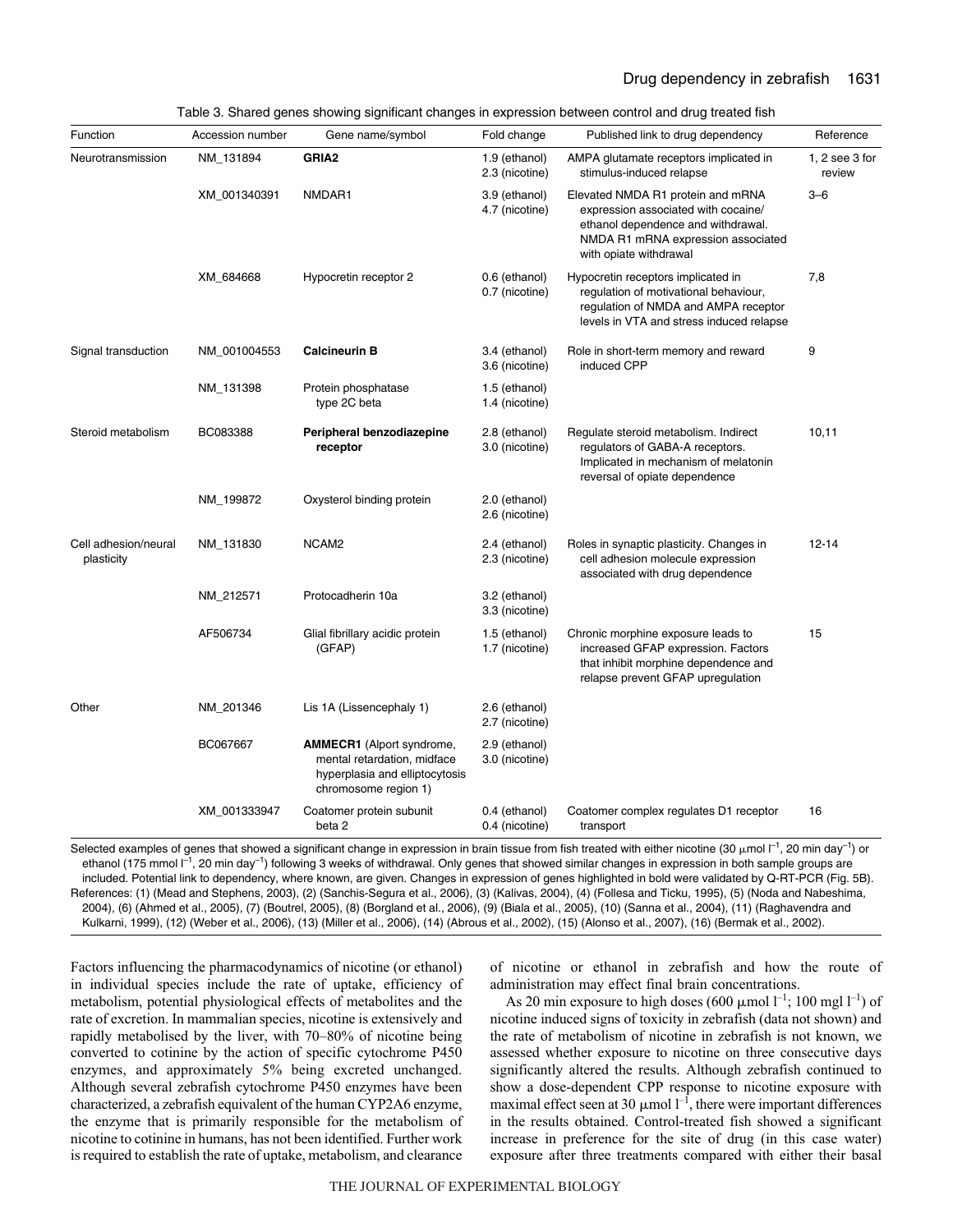Table 3. Shared genes showing significant changes in expression between control and drug treated fish

| Function | Accession number | Gene name/symbol | Fold change | Published link to drug dependency | Reference |
|---|---|---|---|---|---|
| Neurotransmission | NM_131894 | **GRIA2** | 1.9 (ethanol) 2.3 (nicotine) | AMPA glutamate receptors implicated in stimulus-induced relapse | 1, 2 see 3 for review |
| | XM_001340391 | NMDAR1 | 3.9 (ethanol) 4.7 (nicotine) | Elevated NMDA R1 protein and mRNA expression associated with cocaine/ ethanol dependence and withdrawal. NMDA R1 mRNA expression associated with opiate withdrawal | 3–6 |
| | XM_684668 | Hypocretin receptor 2 | 0.6 (ethanol) 0.7 (nicotine) | Hypocretin receptors implicated in regulation of motivational behaviour, regulation of NMDA and AMPA receptor levels in VTA and stress induced relapse | 7,8 |
| Signal transduction | NM_001004553 | **Calcineurin B** | 3.4 (ethanol) 3.6 (nicotine) | Role in short-term memory and reward induced CPP | 9 |
| | NM_131398 | Protein phosphatase type 2C beta | 1.5 (ethanol) 1.4 (nicotine) | | |
| Steroid metabolism | BC083388 | **Peripheral benzodiazepine receptor** | 2.8 (ethanol) 3.0 (nicotine) | Regulate steroid metabolism. Indirect regulators of GABA-A receptors. Implicated in mechanism of melatonin reversal of opiate dependence | 10,11 |
| | NM_199872 | Oxysterol binding protein | 2.0 (ethanol) 2.6 (nicotine) | | |
| Cell adhesion/neural plasticity | NM_131830 | NCAM2 | 2.4 (ethanol) 2.3 (nicotine) | Roles in synaptic plasticity. Changes in cell adhesion molecule expression associated with drug dependence | 12-14 |
| | NM_212571 | Protocadherin 10a | 3.2 (ethanol) 3.3 (nicotine) | | |
| | AF506734 | Glial fibrillary acidic protein (GFAP) | 1.5 (ethanol) 1.7 (nicotine) | Chronic morphine exposure leads to increased GFAP expression. Factors that inhibit morphine dependence and relapse prevent GFAP upregulation | 15 |
| Other | NM_201346 | Lis 1A (Lissencephaly 1) | 2.6 (ethanol) 2.7 (nicotine) | | |
| | BC067667 | **AMMECR1** (Alport syndrome, mental retardation, midface hyperplasia and elliptocytosis chromosome region 1) | 2.9 (ethanol) 3.0 (nicotine) | | |
| | XM_001333947 | Coatomer protein subunit beta 2 | 0.4 (ethanol) 0.4 (nicotine) | Coatomer complex regulates D1 receptor transport | 16 |

Selected examples of genes that showed a significant change in expression in brain tissue from fish treated with either nicotine (30 $\mu$mol $l^{-1}$, 20 min day$^{-1}$) or ethanol (175 mmol $l^{-1}$, 20 min day$^{-1}$) following 3 weeks of withdrawal. Only genes that showed similar changes in expression in both sample groups are included. Potential link to dependency, where known, are given. Changes in expression of genes highlighted in bold were validated by Q-RT-PCR (Fig. 5B).
References: (1) (Mead and Stephens, 2003), (2) (Sanchis-Segura et al., 2006), (3) (Kalivas, 2004), (4) (Follesa and Ticku, 1995), (5) (Noda and Nabeshima, 2004), (6) (Ahmed et al., 2005), (7) (Boutrel, 2005), (8) (Borgland et al., 2006), (9) (Biala et al., 2005), (10) (Sanna et al., 2004), (11) (Raghavendra and Kulkarni, 1999), (12) (Weber et al., 2006), (13) (Miller et al., 2006), (14) (Abrous et al., 2002), (15) (Alonso et al., 2007), (16) (Bermak et al., 2002).

Factors influencing the pharmacodynamics of nicotine (or ethanol) in individual species include the rate of uptake, efficiency of metabolism, potential physiological effects of metabolites and the rate of excretion. In mammalian species, nicotine is extensively and rapidly metabolised by the liver, with 70–80% of nicotine being converted to cotinine by the action of specific cytochrome P450 enzymes, and approximately 5% being excreted unchanged. Although several zebrafish cytochrome P450 enzymes have been characterized, a zebrafish equivalent of the human CYP2A6 enzyme, the enzyme that is primarily responsible for the metabolism of nicotine to cotinine in humans, has not been identified. Further work is required to establish the rate of uptake, metabolism, and clearance of nicotine or ethanol in zebrafish and how the route of administration may effect final brain concentrations.

As 20 min exposure to high doses (600 $\mu$mol $l^{-1}$; 100 mgl $l^{-1}$) of nicotine induced signs of toxicity in zebrafish (data not shown) and the rate of metabolism of nicotine in zebrafish is not known, we assessed whether exposure to nicotine on three consecutive days significantly altered the results. Although zebrafish continued to show a dose-dependent CPP response to nicotine exposure with maximal effect seen at 30 $\mu$mol $l^{-1}$, there were important differences in the results obtained. Control-treated fish showed a significant increase in preference for the site of drug (in this case water) exposure after three treatments compared with either their basal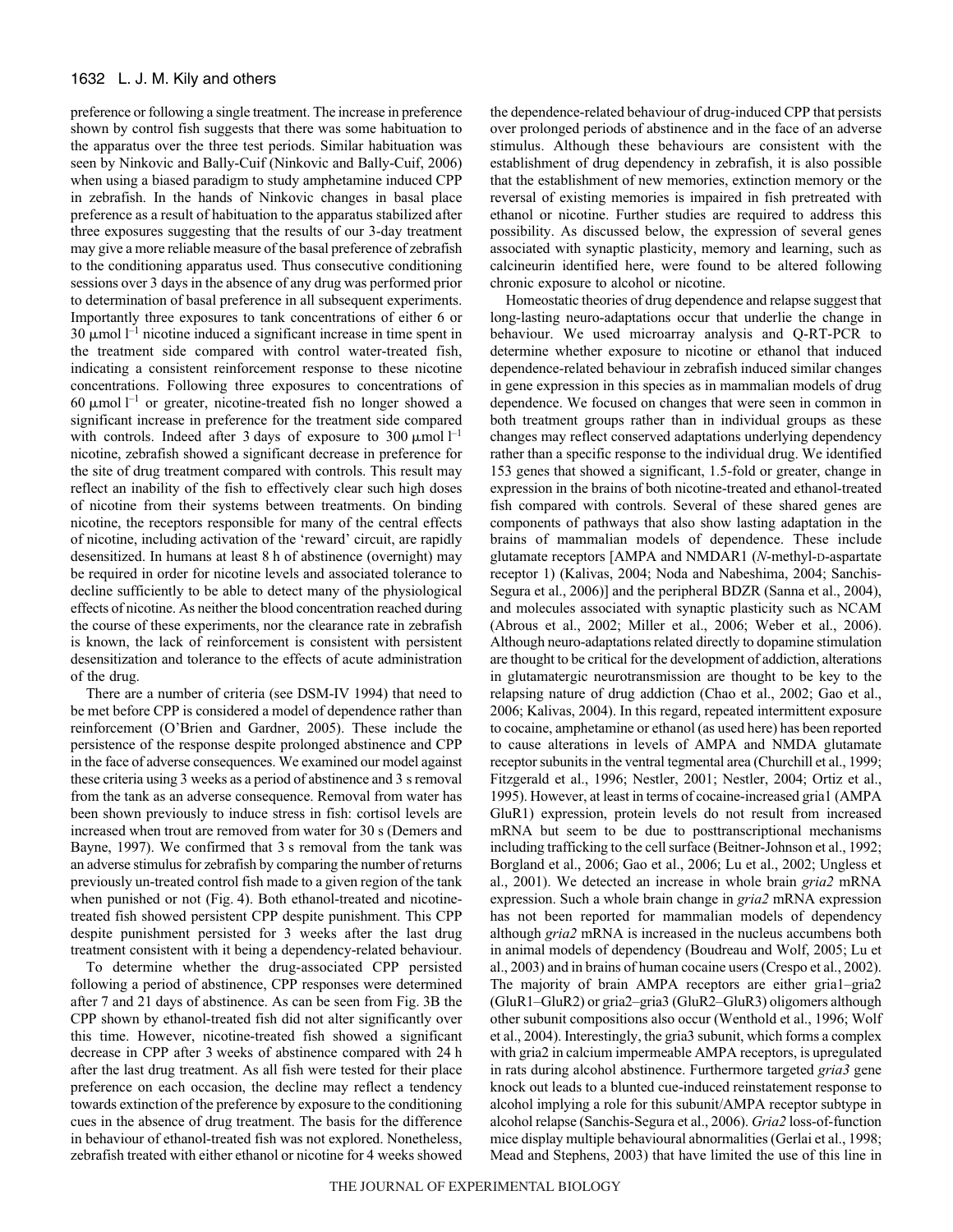preference or following a single treatment. The increase in preference shown by control fish suggests that there was some habituation to the apparatus over the three test periods. Similar habituation was seen by Ninkovic and Bally-Cuif (Ninkovic and Bally-Cuif, 2006) when using a biased paradigm to study amphetamine induced CPP in zebrafish. In the hands of Ninkovic changes in basal place preference as a result of habituation to the apparatus stabilized after three exposures suggesting that the results of our 3-day treatment may give a more reliable measure of the basal preference of zebrafish to the conditioning apparatus used. Thus consecutive conditioning sessions over 3 days in the absence of any drug was performed prior to determination of basal preference in all subsequent experiments. Importantly three exposures to tank concentrations of either 6 or 30 $\mu$mol $l^{-1}$ nicotine induced a significant increase in time spent in the treatment side compared with control water-treated fish, indicating a consistent reinforcement response to these nicotine concentrations. Following three exposures to concentrations of 60 $\mu$mol $l^{-1}$ or greater, nicotine-treated fish no longer showed a significant increase in preference for the treatment side compared with controls. Indeed after 3 days of exposure to 300 $\mu$mol $l^{-1}$ nicotine, zebrafish showed a significant decrease in preference for the site of drug treatment compared with controls. This result may reflect an inability of the fish to effectively clear such high doses of nicotine from their systems between treatments. On binding nicotine, the receptors responsible for many of the central effects of nicotine, including activation of the 'reward' circuit, are rapidly desensitized. In humans at least 8 h of abstinence (overnight) may be required in order for nicotine levels and associated tolerance to decline sufficiently to be able to detect many of the physiological effects of nicotine. As neither the blood concentration reached during the course of these experiments, nor the clearance rate in zebrafish is known, the lack of reinforcement is consistent with persistent desensitization and tolerance to the effects of acute administration of the drug.

There are a number of criteria (see DSM-IV 1994) that need to be met before CPP is considered a model of dependence rather than reinforcement (O'Brien and Gardner, 2005). These include the persistence of the response despite prolonged abstinence and CPP in the face of adverse consequences. We examined our model against these criteria using 3 weeks as a period of abstinence and 3 s removal from the tank as an adverse consequence. Removal from water has been shown previously to induce stress in fish: cortisol levels are increased when trout are removed from water for 30 s (Demers and Bayne, 1997). We confirmed that 3 s removal from the tank was an adverse stimulus for zebrafish by comparing the number of returns previously un-treated control fish made to a given region of the tank when punished or not (Fig. 4). Both ethanol-treated and nicotine-treated fish showed persistent CPP despite punishment. This CPP despite punishment persisted for 3 weeks after the last drug treatment consistent with it being a dependency-related behaviour.

To determine whether the drug-associated CPP persisted following a period of abstinence, CPP responses were determined after 7 and 21 days of abstinence. As can be seen from Fig. 3B the CPP shown by ethanol-treated fish did not alter significantly over this time. However, nicotine-treated fish showed a significant decrease in CPP after 3 weeks of abstinence compared with 24 h after the last drug treatment. As all fish were tested for their place preference on each occasion, the decline may reflect a tendency towards extinction of the preference by exposure to the conditioning cues in the absence of drug treatment. The basis for the difference in behaviour of ethanol-treated fish was not explored. Nonetheless, zebrafish treated with either ethanol or nicotine for 4 weeks showed the dependence-related behaviour of drug-induced CPP that persists over prolonged periods of abstinence and in the face of an adverse stimulus. Although these behaviours are consistent with the establishment of drug dependency in zebrafish, it is also possible that the establishment of new memories, extinction memory or the reversal of existing memories is impaired in fish pretreated with ethanol or nicotine. Further studies are required to address this possibility. As discussed below, the expression of several genes associated with synaptic plasticity, memory and learning, such as calcineurin identified here, were found to be altered following chronic exposure to alcohol or nicotine.

Homeostatic theories of drug dependence and relapse suggest that long-lasting neuro-adaptations occur that underlie the change in behaviour. We used microarray analysis and Q-RT-PCR to determine whether exposure to nicotine or ethanol that induced dependence-related behaviour in zebrafish induced similar changes in gene expression in this species as in mammalian models of drug dependence. We focused on changes that were seen in common in both treatment groups rather than in individual groups as these changes may reflect conserved adaptations underlying dependency rather than a specific response to the individual drug. We identified 153 genes that showed a significant, 1.5-fold or greater, change in expression in the brains of both nicotine-treated and ethanol-treated fish compared with controls. Several of these shared genes are components of pathways that also show lasting adaptation in the brains of mammalian models of dependence. These include glutamate receptors [AMPA and NMDAR1 (*N*-methyl-D-aspartate receptor 1) (Kalivas, 2004; Noda and Nabeshima, 2004; Sanchis-Segura et al., 2006)] and the peripheral BDZR (Sanna et al., 2004), and molecules associated with synaptic plasticity such as NCAM (Abrous et al., 2002; Miller et al., 2006; Weber et al., 2006). Although neuro-adaptations related directly to dopamine stimulation are thought to be critical for the development of addiction, alterations in glutamatergic neurotransmission are thought to be key to the relapsing nature of drug addiction (Chao et al., 2002; Gao et al., 2006; Kalivas, 2004). In this regard, repeated intermittent exposure to cocaine, amphetamine or ethanol (as used here) has been reported to cause alterations in levels of AMPA and NMDA glutamate receptor subunits in the ventral tegmental area (Churchill et al., 1999; Fitzgerald et al., 1996; Nestler, 2001; Nestler, 2004; Ortiz et al., 1995). However, at least in terms of cocaine-increased gria1 (AMPA GluR1) expression, protein levels do not result from increased mRNA but seem to be due to posttranscriptional mechanisms including trafficking to the cell surface (Beitner-Johnson et al., 1992; Borgland et al., 2006; Gao et al., 2006; Lu et al., 2002; Ungless et al., 2001). We detected an increase in whole brain *gria2* mRNA expression. Such a whole brain change in *gria2* mRNA expression has not been reported for mammalian models of dependency although *gria2* mRNA is increased in the nucleus accumbens both in animal models of dependency (Boudreau and Wolf, 2005; Lu et al., 2003) and in brains of human cocaine users (Crespo et al., 2002). The majority of brain AMPA receptors are either gria1–gria2 (GluR1–GluR2) or gria2–gria3 (GluR2–GluR3) oligomers although other subunit compositions also occur (Wenthold et al., 1996; Wolf et al., 2004). Interestingly, the gria3 subunit, which forms a complex with gria2 in calcium impermeable AMPA receptors, is upregulated in rats during alcohol abstinence. Furthermore targeted *gria3* gene knock out leads to a blunted cue-induced reinstatement response to alcohol implying a role for this subunit/AMPA receptor subtype in alcohol relapse (Sanchis-Segura et al., 2006). *Gria2* loss-of-function mice display multiple behavioural abnormalities (Gerlai et al., 1998; Mead and Stephens, 2003) that have limited the use of this line in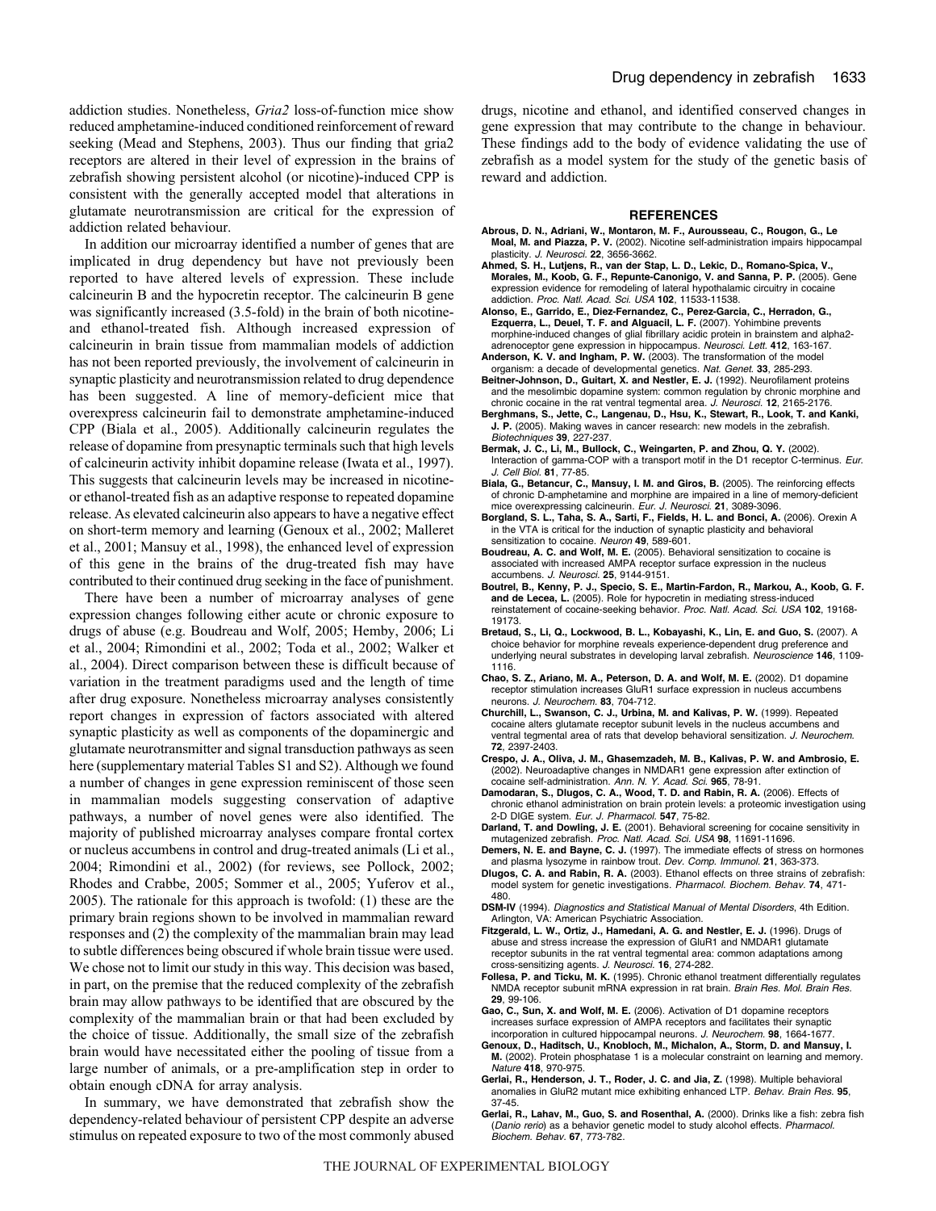addiction studies. Nonetheless, *Gria2* loss-of-function mice show reduced amphetamine-induced conditioned reinforcement of reward seeking (Mead and Stephens, 2003). Thus our finding that gria2 receptors are altered in their level of expression in the brains of zebrafish showing persistent alcohol (or nicotine)-induced CPP is consistent with the generally accepted model that alterations in glutamate neurotransmission are critical for the expression of addiction related behaviour.

In addition our microarray identified a number of genes that are implicated in drug dependency but have not previously been reported to have altered levels of expression. These include calcineurin B and the hypocretin receptor. The calcineurin B gene was significantly increased (3.5-fold) in the brain of both nicotine- and ethanol-treated fish. Although increased expression of calcineurin in brain tissue from mammalian models of addiction has not been reported previously, the involvement of calcineurin in synaptic plasticity and neurotransmission related to drug dependence has been suggested. A line of memory-deficient mice that overexpress calcineurin fail to demonstrate amphetamine-induced CPP (Biala et al., 2005). Additionally calcineurin regulates the release of dopamine from presynaptic terminals such that high levels of calcineurin activity inhibit dopamine release (Iwata et al., 1997). This suggests that calcineurin levels may be increased in nicotine- or ethanol-treated fish as an adaptive response to repeated dopamine release. As elevated calcineurin also appears to have a negative effect on short-term memory and learning (Genoux et al., 2002; Malleret et al., 2001; Mansuy et al., 1998), the enhanced level of expression of this gene in the brains of the drug-treated fish may have contributed to their continued drug seeking in the face of punishment.

There have been a number of microarray analyses of gene expression changes following either acute or chronic exposure to drugs of abuse (e.g. Boudreau and Wolf, 2005; Hemby, 2006; Li et al., 2004; Rimondini et al., 2002; Toda et al., 2002; Walker et al., 2004). Direct comparison between these is difficult because of variation in the treatment paradigms used and the length of time after drug exposure. Nonetheless microarray analyses consistently report changes in expression of factors associated with altered synaptic plasticity as well as components of the dopaminergic and glutamate neurotransmitter and signal transduction pathways as seen here (supplementary material Tables S1 and S2). Although we found a number of changes in gene expression reminiscent of those seen in mammalian models suggesting conservation of adaptive pathways, a number of novel genes were also identified. The majority of published microarray analyses compare frontal cortex or nucleus accumbens in control and drug-treated animals (Li et al., 2004; Rimondini et al., 2002) (for reviews, see Pollock, 2002; Rhodes and Crabbe, 2005; Sommer et al., 2005; Yuferov et al., 2005). The rationale for this approach is twofold: (1) these are the primary brain regions shown to be involved in mammalian reward responses and (2) the complexity of the mammalian brain may lead to subtle differences being obscured if whole brain tissue were used. We chose not to limit our study in this way. This decision was based, in part, on the premise that the reduced complexity of the zebrafish brain may allow pathways to be identified that are obscured by the complexity of the mammalian brain or that had been excluded by the choice of tissue. Additionally, the small size of the zebrafish brain would have necessitated either the pooling of tissue from a large number of animals, or a pre-amplification step in order to obtain enough cDNA for array analysis.

In summary, we have demonstrated that zebrafish show the dependency-related behaviour of persistent CPP despite an adverse stimulus on repeated exposure to two of the most commonly abused drugs, nicotine and ethanol, and identified conserved changes in gene expression that may contribute to the change in behaviour. These findings add to the body of evidence validating the use of zebrafish as a model system for the study of the genetic basis of reward and addiction.

## REFERENCES

**Abrous, D. N., Adriani, W., Montaron, M. F., Aurousseau, C., Rougon, G., Le Moal, M. and Piazza, P. V.** (2002). Nicotine self-administration impairs hippocampal plasticity. *J. Neurosci.* **22**, 3656-3662.

**Ahmed, S. H., Lutjens, R., van der Stap, L. D., Lekic, D., Romano-Spica, V., Morales, M., Koob, G. F., Repunte-Canonigo, V. and Sanna, P. P.** (2005). Gene expression evidence for remodeling of lateral hypothalamic circuitry in cocaine addiction. *Proc. Natl. Acad. Sci. USA* **102**, 11533-11538.

**Alonso, E., Garrido, E., Diez-Fernandez, C., Perez-Garcia, C., Herradon, G., Ezquerra, L., Deuel, T. F. and Alguacil, L. F.** (2007). Yohimbine prevents morphine-induced changes of glial fibrillary acidic protein in brainstem and alpha2-adrenoceptor gene expression in hippocampus. *Neurosci. Lett.* **412**, 163-167.

**Anderson, K. V. and Ingham, P. W.** (2003). The transformation of the model organism: a decade of developmental genetics. *Nat. Genet.* **33**, 285-293.

**Beitner-Johnson, D., Guitart, X. and Nestler, E. J.** (1992). Neurofilament proteins and the mesolimbic dopamine system: common regulation by chronic morphine and chronic cocaine in the rat ventral tegmental area. *J. Neurosci.* **12**, 2165-2176.

**Berghmans, S., Jette, C., Langenau, D., Hsu, K., Stewart, R., Look, T. and Kanki, J. P.** (2005). Making waves in cancer research: new models in the zebrafish. *Biotechniques* **39**, 227-237.

**Bermak, J. C., Li, M., Bullock, C., Weingarten, P. and Zhou, Q. Y.** (2002). Interaction of gamma-COP with a transport motif in the D1 receptor C-terminus. *Eur. J. Cell Biol.* **81**, 77-85.

**Biala, G., Betancur, C., Mansuy, I. M. and Giros, B.** (2005). The reinforcing effects of chronic D-amphetamine and morphine are impaired in a line of memory-deficient mice overexpressing calcineurin. *Eur. J. Neurosci.* **21**, 3089-3096.

**Borgland, S. L., Taha, S. A., Sarti, F., Fields, H. L. and Bonci, A.** (2006). Orexin A in the VTA is critical for the induction of synaptic plasticity and behavioral sensitization to cocaine. *Neuron* **49**, 589-601.

**Boudreau, A. C. and Wolf, M. E.** (2005). Behavioral sensitization to cocaine is associated with increased AMPA receptor surface expression in the nucleus accumbens. *J. Neurosci.* **25**, 9144-9151.

**Boutrel, B., Kenny, P. J., Specio, S. E., Martin-Fardon, R., Markou, A., Koob, G. F. and de Lecea, L.** (2005). Role for hypocretin in mediating stress-induced reinstatement of cocaine-seeking behavior. *Proc. Natl. Acad. Sci. USA* **102**, 19168-19173.

**Bretaud, S., Li, Q., Lockwood, B. L., Kobayashi, K., Lin, E. and Guo, S.** (2007). A choice behavior for morphine reveals experience-dependent drug preference and underlying neural substrates in developing larval zebrafish. *Neuroscience* **146**, 1109-1116.

**Chao, S. Z., Ariano, M. A., Peterson, D. A. and Wolf, M. E.** (2002). D1 dopamine receptor stimulation increases GluR1 surface expression in nucleus accumbens neurons. *J. Neurochem.* **83**, 704-712.

**Churchill, L., Swanson, C. J., Urbina, M. and Kalivas, P. W.** (1999). Repeated cocaine alters glutamate receptor subunit levels in the nucleus accumbens and ventral tegmental area of rats that develop behavioral sensitization. *J. Neurochem.* **72**, 2397-2403.

**Crespo, J. A., Oliva, J. M., Ghasemzadeh, M. B., Kalivas, P. W. and Ambrosio, E.** (2002). Neuroadaptive changes in NMDAR1 gene expression after extinction of cocaine self-administration. *Ann. N. Y. Acad. Sci.* **965**, 78-91.

**Damodaran, S., Dlugos, C. A., Wood, T. D. and Rabin, R. A.** (2006). Effects of chronic ethanol administration on brain protein levels: a proteomic investigation using 2-D DIGE system. *Eur. J. Pharmacol.* **547**, 75-82.

**Darland, T. and Dowling, J. E.** (2001). Behavioral screening for cocaine sensitivity in mutagenized zebrafish. *Proc. Natl. Acad. Sci. USA* **98**, 11691-11696.

**Demers, N. E. and Bayne, C. J.** (1997). The immediate effects of stress on hormones and plasma lysozyme in rainbow trout. *Dev. Comp. Immunol.* **21**, 363-373.

**Dlugos, C. A. and Rabin, R. A.** (2003). Ethanol effects on three strains of zebrafish: model system for genetic investigations. *Pharmacol. Biochem. Behav.* **74**, 471-480.

**DSM-IV** (1994). *Diagnostics and Statistical Manual of Mental Disorders*, 4th Edition. Arlington, VA: American Psychiatric Association.

**Fitzgerald, L. W., Ortiz, J., Hamedani, A. G. and Nestler, E. J.** (1996). Drugs of abuse and stress increase the expression of GluR1 and NMDAR1 glutamate receptor subunits in the rat ventral tegmental area: common adaptations among cross-sensitizing agents. *J. Neurosci.* **16**, 274-282.

**Follesa, P. and Ticku, M. K.** (1995). Chronic ethanol treatment differentially regulates NMDA receptor subunit mRNA expression in rat brain. *Brain Res. Mol. Brain Res.* **29**, 99-106.

**Gao, C., Sun, X. and Wolf, M. E.** (2006). Activation of D1 dopamine receptors increases surface expression of AMPA receptors and facilitates their synaptic incorporation in cultured hippocampal neurons. *J. Neurochem.* **98**, 1664-1677.

**Genoux, D., Haditsch, U., Knobloch, M., Michalon, A., Storm, D. and Mansuy, I. M.** (2002). Protein phosphatase 1 is a molecular constraint on learning and memory. *Nature* **418**, 970-975.

**Gerlai, R., Henderson, J. T., Roder, J. C. and Jia, Z.** (1998). Multiple behavioral anomalies in GluR2 mutant mice exhibiting enhanced LTP. *Behav. Brain Res.* **95**, 37-45.

**Gerlai, R., Lahav, M., Guo, S. and Rosenthal, A.** (2000). Drinks like a fish: zebra fish (*Danio rerio*) as a behavior genetic model to study alcohol effects. *Pharmacol. Biochem. Behav.* **67**, 773-782.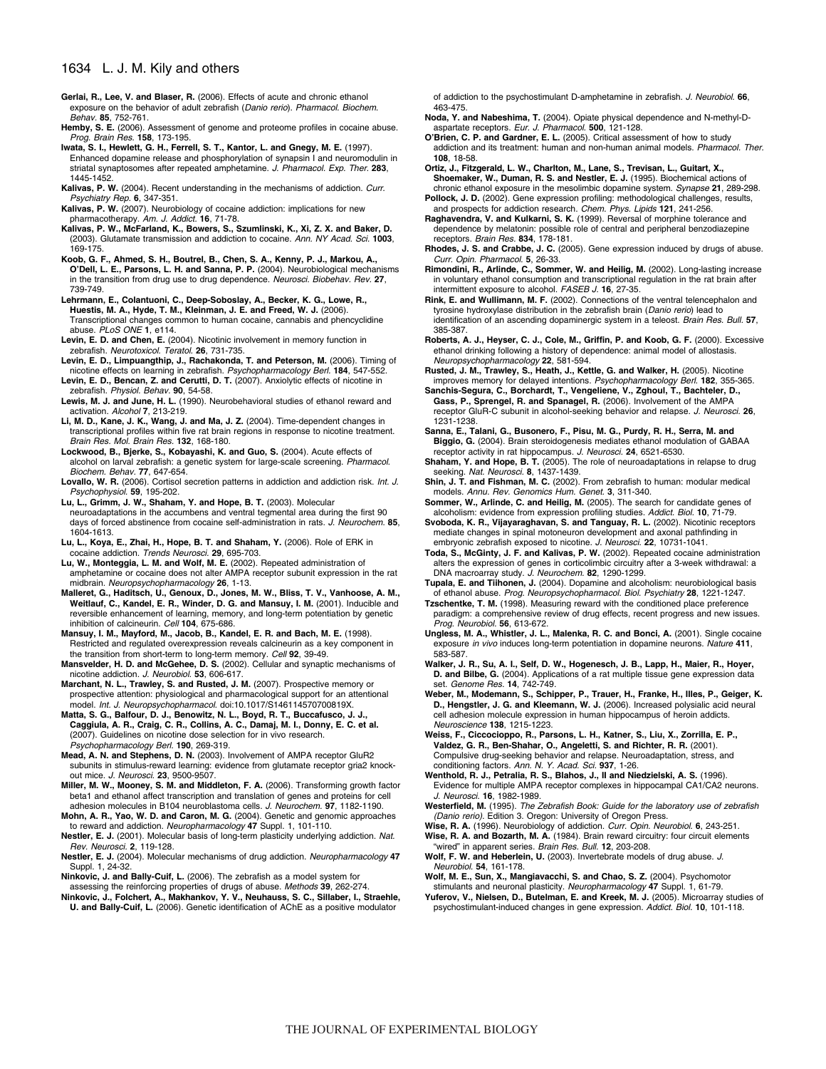**Gerlai, R., Lee, V. and Blaser, R.** (2006). Effects of acute and chronic ethanol exposure on the behavior of adult zebrafish (*Danio rerio*). *Pharmacol. Biochem. Behav.* **85**, 752-761.

**Hemby, S. E.** (2006). Assessment of genome and proteome profiles in cocaine abuse. *Prog. Brain Res.* **158**, 173-195.

**Iwata, S. I., Hewlett, G. H., Ferrell, S. T., Kantor, L. and Gnegy, M. E.** (1997). Enhanced dopamine release and phosphorylation of synapsin I and neuromodulin in striatal synaptosomes after repeated amphetamine. *J. Pharmacol. Exp. Ther.* **283**, 1445-1452.

**Kalivas, P. W.** (2004). Recent understanding in the mechanisms of addiction. *Curr. Psychiatry Rep.* **6**, 347-351.

**Kalivas, P. W.** (2007). Neurobiology of cocaine addiction: implications for new pharmacotherapy. *Am. J. Addict.* **16**, 71-78.

**Kalivas, P. W., McFarland, K., Bowers, S., Szumlinski, K., Xi, Z. X. and Baker, D.** (2003). Glutamate transmission and addiction to cocaine. *Ann. NY Acad. Sci.* **1003**, 169-175.

**Koob, G. F., Ahmed, S. H., Boutrel, B., Chen, S. A., Kenny, P. J., Markou, A., O'Dell, L. E., Parsons, L. H. and Sanna, P. P.** (2004). Neurobiological mechanisms in the transition from drug use to drug dependence. *Neurosci. Biobehav. Rev.* **27**, 739-749.

**Lehrmann, E., Colantuoni, C., Deep-Soboslay, A., Becker, K. G., Lowe, R., Huestis, M. A., Hyde, T. M., Kleinman, J. E. and Freed, W. J.** (2006). Transcriptional changes common to human cocaine, cannabis and phencyclidine abuse. *PLoS ONE* **1**, e114.

**Levin, E. D. and Chen, E.** (2004). Nicotinic involvement in memory function in zebrafish. *Neurotoxicol. Teratol.* **26**, 731-735.

**Levin, E. D., Limpuangthip, J., Rachakonda, T. and Peterson, M.** (2006). Timing of nicotine effects on learning in zebrafish. *Psychopharmacology Berl.* **184**, 547-552.

**Levin, E. D., Bencan, Z. and Cerutti, D. T.** (2007). Anxiolytic effects of nicotine in zebrafish. *Physiol. Behav.* **90**, 54-58.

**Lewis, M. J. and June, H. L.** (1990). Neurobehavioral studies of ethanol reward and activation. *Alcohol* **7**, 213-219.

**Li, M. D., Kane, J. K., Wang, J. and Ma, J. Z.** (2004). Time-dependent changes in transcriptional profiles within five rat brain regions in response to nicotine treatment. *Brain Res. Mol. Brain Res.* **132**, 168-180.

**Lockwood, B., Bjerke, S., Kobayashi, K. and Guo, S.** (2004). Acute effects of alcohol on larval zebrafish: a genetic system for large-scale screening. *Pharmacol. Biochem. Behav.* **77**, 647-654.

**Lovallo, W. R.** (2006). Cortisol secretion patterns in addiction and addiction risk. *Int. J. Psychophysiol.* **59**, 195-202.

**Lu, L., Grimm, J. W., Shaham, Y. and Hope, B. T.** (2003). Molecular neuroadaptations in the accumbens and ventral tegmental area during the first 90 days of forced abstinence from cocaine self-administration in rats. *J. Neurochem.* **85**, 1604-1613.

**Lu, L., Koya, E., Zhai, H., Hope, B. T. and Shaham, Y.** (2006). Role of ERK in cocaine addiction. *Trends Neurosci.* **29**, 695-703.

**Lu, W., Monteggia, L. M. and Wolf, M. E.** (2002). Repeated administration of amphetamine or cocaine does not alter AMPA receptor subunit expression in the rat midbrain. *Neuropsychopharmacology* **26**, 1-13.

**Malleret, G., Haditsch, U., Genoux, D., Jones, M. W., Bliss, T. V., Vanhoose, A. M., Weitlauf, C., Kandel, E. R., Winder, D. G. and Mansuy, I. M.** (2001). Inducible and reversible enhancement of learning, memory, and long-term potentiation by genetic inhibition of calcineurin. *Cell* **104**, 675-686.

**Mansuy, I. M., Mayford, M., Jacob, B., Kandel, E. R. and Bach, M. E.** (1998). Restricted and regulated overexpression reveals calcineurin as a key component in the transition from short-term to long-term memory. *Cell* **92**, 39-49.

**Mansvelder, H. D. and McGehee, D. S.** (2002). Cellular and synaptic mechanisms of nicotine addiction. *J. Neurobiol.* **53**, 606-617.

**Marchant, N. L., Trawley, S. and Rusted, J. M.** (2007). Prospective memory or prospective attention: physiological and pharmacological support for an attentional model. *Int. J. Neuropsychopharmacol.* doi:10.1017/S146114570700819X.

**Matta, S. G., Balfour, D. J., Benowitz, N. L., Boyd, R. T., Buccafusco, J. J., Caggiula, A. R., Craig, C. R., Collins, A. C., Damaj, M. I., Donny, E. C. et al.** (2007). Guidelines on nicotine dose selection for in vivo research. *Psychopharmacology Berl.* **190**, 269-319.

**Mead, A. N. and Stephens, D. N.** (2003). Involvement of AMPA receptor GluR2 subunits in stimulus-reward learning: evidence from glutamate receptor gria2 knock-out mice. *J. Neurosci.* **23**, 9500-9507.

**Miller, M. W., Mooney, S. M. and Middleton, F. A.** (2006). Transforming growth factor beta1 and ethanol affect transcription and translation of genes and proteins for cell adhesion molecules in B104 neuroblastoma cells. *J. Neurochem.* **97**, 1182-1190.

**Mohn, A. R., Yao, W. D. and Caron, M. G.** (2004). Genetic and genomic approaches to reward and addiction. *Neuropharmacology* **47** Suppl. 1, 101-110.

**Nestler, E. J.** (2001). Molecular basis of long-term plasticity underlying addiction. *Nat. Rev. Neurosci.* **2**, 119-128.

**Nestler, E. J.** (2004). Molecular mechanisms of drug addiction. *Neuropharmacology* **47** Suppl. 1, 24-32.

**Ninkovic, J. and Bally-Cuif, L.** (2006). The zebrafish as a model system for assessing the reinforcing properties of drugs of abuse. *Methods* **39**, 262-274.

**Ninkovic, J., Folchert, A., Makhankov, Y. V., Neuhauss, S. C., Sillaber, I., Straehle, U. and Bally-Cuif, L.** (2006). Genetic identification of AChE as a positive modulator of addiction to the psychostimulant D-amphetamine in zebrafish. *J. Neurobiol.* **66**, 463-475.

**Noda, Y. and Nabeshima, T.** (2004). Opiate physical dependence and N-methyl-D-aspartate receptors. *Eur. J. Pharmacol.* **500**, 121-128.

**O'Brien, C. P. and Gardner, E. L.** (2005). Critical assessment of how to study addiction and its treatment: human and non-human animal models. *Pharmacol. Ther.* **108**, 18-58.

**Ortiz, J., Fitzgerald, L. W., Charlton, M., Lane, S., Trevisan, L., Guitart, X., Shoemaker, W., Duman, R. S. and Nestler, E. J.** (1995). Biochemical actions of chronic ethanol exposure in the mesolimbic dopamine system. *Synapse* **21**, 289-298.

**Pollock, J. D.** (2002). Gene expression profiling: methodological challenges, results, and prospects for addiction research. *Chem. Phys. Lipids* **121**, 241-256.

**Raghavendra, V. and Kulkarni, S. K.** (1999). Reversal of morphine tolerance and dependence by melatonin: possible role of central and peripheral benzodiazepine receptors. *Brain Res.* **834**, 178-181.

**Rhodes, J. S. and Crabbe, J. C.** (2005). Gene expression induced by drugs of abuse. *Curr. Opin. Pharmacol.* **5**, 26-33.

**Rimondini, R., Arlinde, C., Sommer, W. and Heilig, M.** (2002). Long-lasting increase in voluntary ethanol consumption and transcriptional regulation in the rat brain after intermittent exposure to alcohol. *FASEB J.* **16**, 27-35.

**Rink, E. and Wullimann, M. F.** (2002). Connections of the ventral telencephalon and tyrosine hydroxylase distribution in the zebrafish brain (*Danio rerio*) lead to identification of an ascending dopaminergic system in a teleost. *Brain Res. Bull.* **57**, 385-387.

**Roberts, A. J., Heyser, C. J., Cole, M., Griffin, P. and Koob, G. F.** (2000). Excessive ethanol drinking following a history of dependence: animal model of allostasis. *Neuropsychopharmacology* **22**, 581-594.

**Rusted, J. M., Trawley, S., Heath, J., Kettle, G. and Walker, H.** (2005). Nicotine improves memory for delayed intentions. *Psychopharmacology Berl.* **182**, 355-365.

**Sanchis-Segura, C., Borchardt, T., Vengeliene, V., Zghoul, T., Bachteler, D., Gass, P., Sprengel, R. and Spanagel, R.** (2006). Involvement of the AMPA receptor GluR-C subunit in alcohol-seeking behavior and relapse. *J. Neurosci.* **26**, 1231-1238.

**Sanna, E., Talani, G., Busonero, F., Pisu, M. G., Purdy, R. H., Serra, M. and Biggio, G.** (2004). Brain steroidogenesis mediates ethanol modulation of GABAA receptor activity in rat hippocampus. *J. Neurosci.* **24**, 6521-6530.

**Shaham, Y. and Hope, B. T.** (2005). The role of neuroadaptations in relapse to drug seeking. *Nat. Neurosci.* **8**, 1437-1439.

**Shin, J. T. and Fishman, M. C.** (2002). From zebrafish to human: modular medical models. *Annu. Rev. Genomics Hum. Genet.* **3**, 311-340.

**Sommer, W., Arlinde, C. and Heilig, M.** (2005). The search for candidate genes of alcoholism: evidence from expression profiling studies. *Addict. Biol.* **10**, 71-79.

**Svoboda, K. R., Vijayaraghavan, S. and Tanguay, R. L.** (2002). Nicotinic receptors mediate changes in spinal motoneuron development and axonal pathfinding in embryonic zebrafish exposed to nicotine. *J. Neurosci.* **22**, 10731-1041.

**Toda, S., McGinty, J. F. and Kalivas, P. W.** (2002). Repeated cocaine administration alters the expression of genes in corticolimbic circuitry after a 3-week withdrawal: a DNA macroarray study. *J. Neurochem.* **82**, 1290-1299.

**Tupala, E. and Tiihonen, J.** (2004). Dopamine and alcoholism: neurobiological basis of ethanol abuse. *Prog. Neuropsychopharmacol. Biol. Psychiatry* **28**, 1221-1247.

**Tzschentke, T. M.** (1998). Measuring reward with the conditioned place preference paradigm: a comprehensive review of drug effects, recent progress and new issues. *Prog. Neurobiol.* **56**, 613-672.

**Ungless, M. A., Whistler, J. L., Malenka, R. C. and Bonci, A.** (2001). Single cocaine exposure *in vivo* induces long-term potentiation in dopamine neurons. *Nature* **411**, 583-587.

**Walker, J. R., Su, A. I., Self, D. W., Hogenesch, J. B., Lapp, H., Maier, R., Hoyer, D. and Bilbe, G.** (2004). Applications of a rat multiple tissue gene expression data set. *Genome Res.* **14**, 742-749.

**Weber, M., Modemann, S., Schipper, P., Trauer, H., Franke, H., Illes, P., Geiger, K. D., Hengstler, J. G. and Kleemann, W. J.** (2006). Increased polysialic acid neural cell adhesion molecule expression in human hippocampus of heroin addicts. *Neuroscience* **138**, 1215-1223.

**Weiss, F., Ciccocioppo, R., Parsons, L. H., Katner, S., Liu, X., Zorrilla, E. P., Valdez, G. R., Ben-Shahar, O., Angeletti, S. and Richter, R. R.** (2001). Compulsive drug-seeking behavior and relapse. Neuroadaptation, stress, and conditioning factors. *Ann. N. Y. Acad. Sci.* **937**, 1-26.

**Wenthold, R. J., Petralia, R. S., Blahos, J., II and Niedzielski, A. S.** (1996). Evidence for multiple AMPA receptor complexes in hippocampal CA1/CA2 neurons. *J. Neurosci.* **16**, 1982-1989.

**Westerfield, M.** (1995). *The Zebrafish Book: Guide for the laboratory use of zebrafish (Danio rerio)*. Edition 3. Oregon: University of Oregon Press.

**Wise, R. A.** (1996). Neurobiology of addiction. *Curr. Opin. Neurobiol.* **6**, 243-251.

**Wise, R. A. and Bozarth, M. A.** (1984). Brain reward circuitry: four circuit elements "wired" in apparent series. *Brain Res. Bull.* **12**, 203-208.

**Wolf, F. W. and Heberlein, U.** (2003). Invertebrate models of drug abuse. *J. Neurobiol.* **54**, 161-178.

**Wolf, M. E., Sun, X., Mangiavacchi, S. and Chao, S. Z.** (2004). Psychomotor stimulants and neuronal plasticity. *Neuropharmacology* **47** Suppl. 1, 61-79.

**Yuferov, V., Nielsen, D., Butelman, E. and Kreek, M. J.** (2005). Microarray studies of psychostimulant-induced changes in gene expression. *Addict. Biol.* **10**, 101-118.